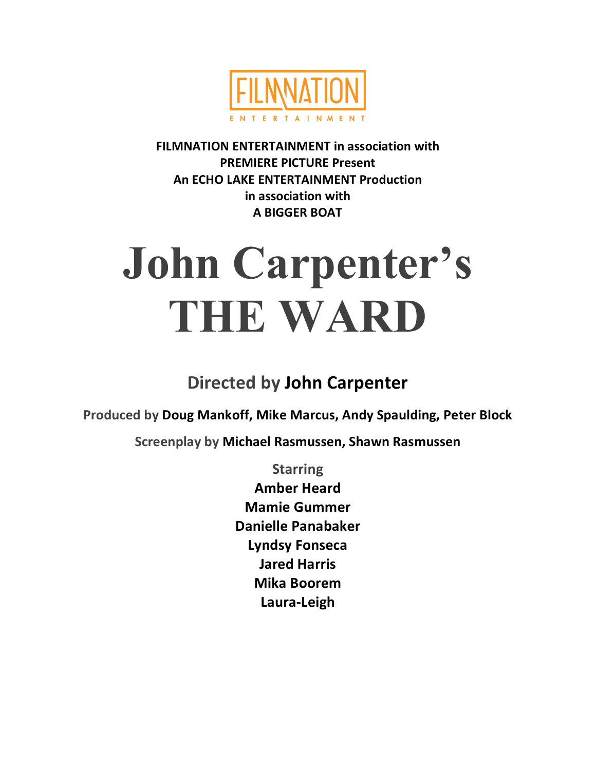FILMNATION ENTERTAINMENT

**FILMNATION ENTERTAINMENT in association with**
**PREMIERE PICTURE Present**
**An ECHO LAKE ENTERTAINMENT Production**
**in association with**
**A BIGGER BOAT**

# John Carpenter's
# THE WARD

## Directed by **John Carpenter**

Produced by **Doug Mankoff, Mike Marcus, Andy Spaulding, Peter Block**

Screenplay by **Michael Rasmussen, Shawn Rasmussen**

Starring
**Amber Heard**
**Mamie Gummer**
**Danielle Panabaker**
**Lyndsy Fonseca**
**Jared Harris**
**Mika Boorem**
**Laura-Leigh**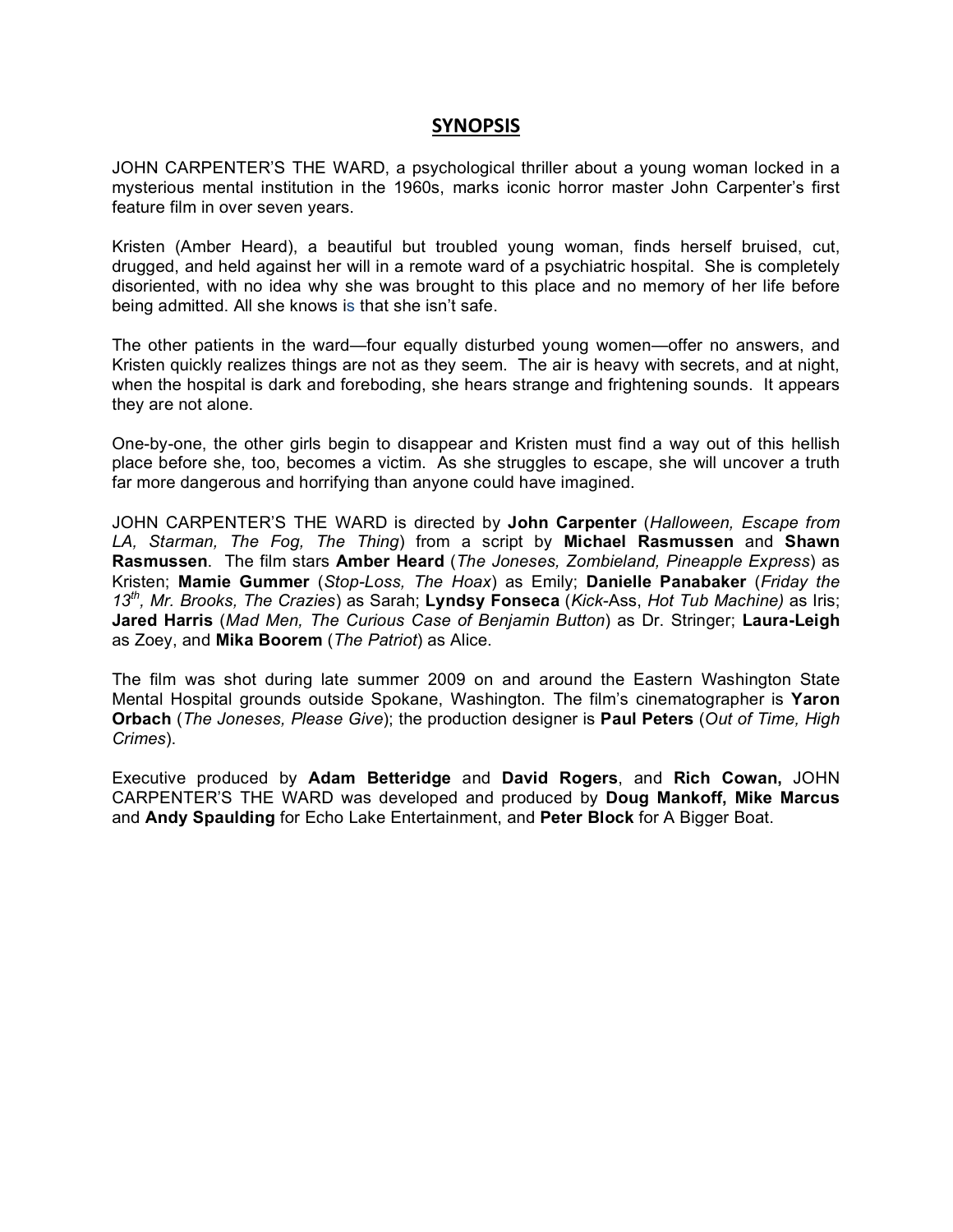# SYNOPSIS

JOHN CARPENTER'S THE WARD, a psychological thriller about a young woman locked in a mysterious mental institution in the 1960s, marks iconic horror master John Carpenter's first feature film in over seven years.

Kristen (Amber Heard), a beautiful but troubled young woman, finds herself bruised, cut, drugged, and held against her will in a remote ward of a psychiatric hospital. She is completely disoriented, with no idea why she was brought to this place and no memory of her life before being admitted. All she knows is that she isn't safe.

The other patients in the ward—four equally disturbed young women—offer no answers, and Kristen quickly realizes things are not as they seem. The air is heavy with secrets, and at night, when the hospital is dark and foreboding, she hears strange and frightening sounds. It appears they are not alone.

One-by-one, the other girls begin to disappear and Kristen must find a way out of this hellish place before she, too, becomes a victim. As she struggles to escape, she will uncover a truth far more dangerous and horrifying than anyone could have imagined.

JOHN CARPENTER'S THE WARD is directed by **John Carpenter** (*Halloween, Escape from LA, Starman, The Fog, The Thing*) from a script by **Michael Rasmussen** and **Shawn Rasmussen**. The film stars **Amber Heard** (*The Joneses, Zombieland, Pineapple Express*) as Kristen; **Mamie Gummer** (*Stop-Loss, The Hoax*) as Emily; **Danielle Panabaker** (*Friday the 13th, Mr. Brooks, The Crazies*) as Sarah; **Lyndsy Fonseca** (*Kick*-Ass, *Hot Tub Machine)* as Iris; **Jared Harris** (*Mad Men, The Curious Case of Benjamin Button*) as Dr. Stringer; **Laura-Leigh** as Zoey, and **Mika Boorem** (*The Patriot*) as Alice.

The film was shot during late summer 2009 on and around the Eastern Washington State Mental Hospital grounds outside Spokane, Washington. The film's cinematographer is **Yaron Orbach** (*The Joneses, Please Give*); the production designer is **Paul Peters** (*Out of Time, High Crimes*).

Executive produced by **Adam Betteridge** and **David Rogers**, and **Rich Cowan,** JOHN CARPENTER'S THE WARD was developed and produced by **Doug Mankoff, Mike Marcus** and **Andy Spaulding** for Echo Lake Entertainment, and **Peter Block** for A Bigger Boat.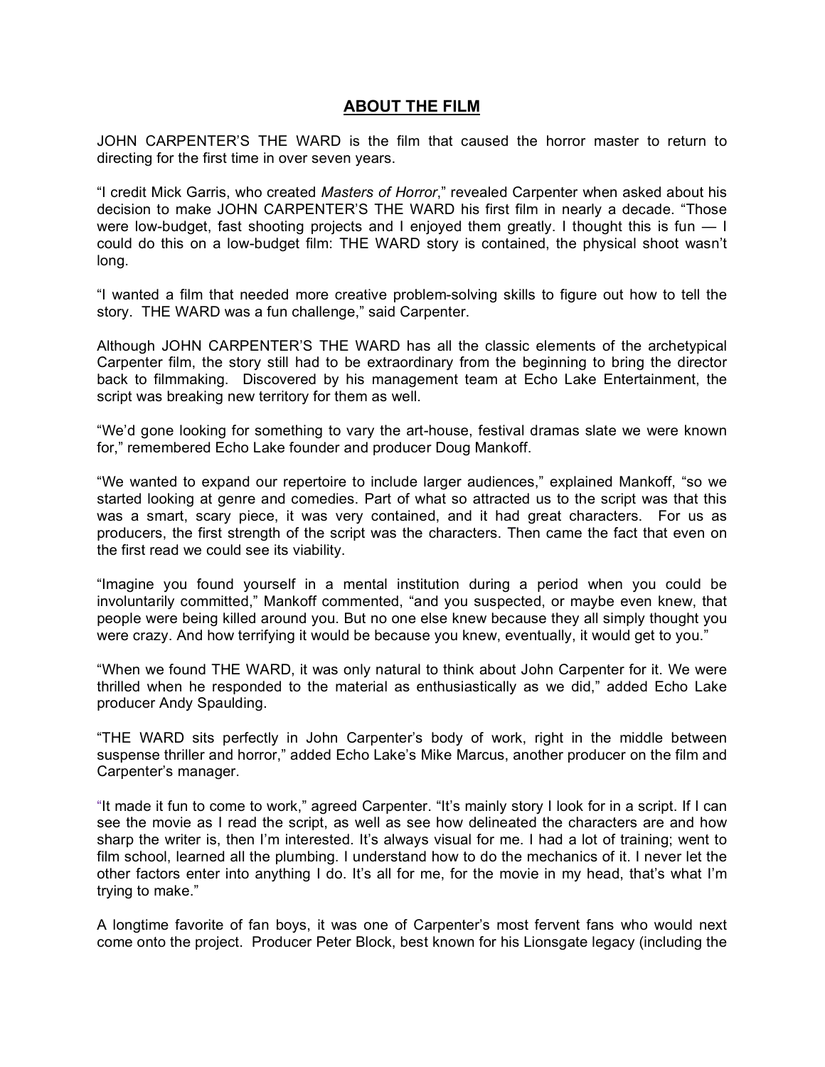## ABOUT THE FILM

JOHN CARPENTER'S THE WARD is the film that caused the horror master to return to directing for the first time in over seven years.

"I credit Mick Garris, who created *Masters of Horror*," revealed Carpenter when asked about his decision to make JOHN CARPENTER'S THE WARD his first film in nearly a decade. "Those were low-budget, fast shooting projects and I enjoyed them greatly. I thought this is fun — I could do this on a low-budget film: THE WARD story is contained, the physical shoot wasn't long.

"I wanted a film that needed more creative problem-solving skills to figure out how to tell the story. THE WARD was a fun challenge," said Carpenter.

Although JOHN CARPENTER'S THE WARD has all the classic elements of the archetypical Carpenter film, the story still had to be extraordinary from the beginning to bring the director back to filmmaking. Discovered by his management team at Echo Lake Entertainment, the script was breaking new territory for them as well.

"We'd gone looking for something to vary the art-house, festival dramas slate we were known for," remembered Echo Lake founder and producer Doug Mankoff.

"We wanted to expand our repertoire to include larger audiences," explained Mankoff, "so we started looking at genre and comedies. Part of what so attracted us to the script was that this was a smart, scary piece, it was very contained, and it had great characters. For us as producers, the first strength of the script was the characters. Then came the fact that even on the first read we could see its viability.

"Imagine you found yourself in a mental institution during a period when you could be involuntarily committed," Mankoff commented, "and you suspected, or maybe even knew, that people were being killed around you. But no one else knew because they all simply thought you were crazy. And how terrifying it would be because you knew, eventually, it would get to you."

"When we found THE WARD, it was only natural to think about John Carpenter for it. We were thrilled when he responded to the material as enthusiastically as we did," added Echo Lake producer Andy Spaulding.

"THE WARD sits perfectly in John Carpenter's body of work, right in the middle between suspense thriller and horror," added Echo Lake's Mike Marcus, another producer on the film and Carpenter's manager.

"It made it fun to come to work," agreed Carpenter. "It's mainly story I look for in a script. If I can see the movie as I read the script, as well as see how delineated the characters are and how sharp the writer is, then I'm interested. It's always visual for me. I had a lot of training; went to film school, learned all the plumbing. I understand how to do the mechanics of it. I never let the other factors enter into anything I do. It's all for me, for the movie in my head, that's what I'm trying to make."

A longtime favorite of fan boys, it was one of Carpenter's most fervent fans who would next come onto the project. Producer Peter Block, best known for his Lionsgate legacy (including the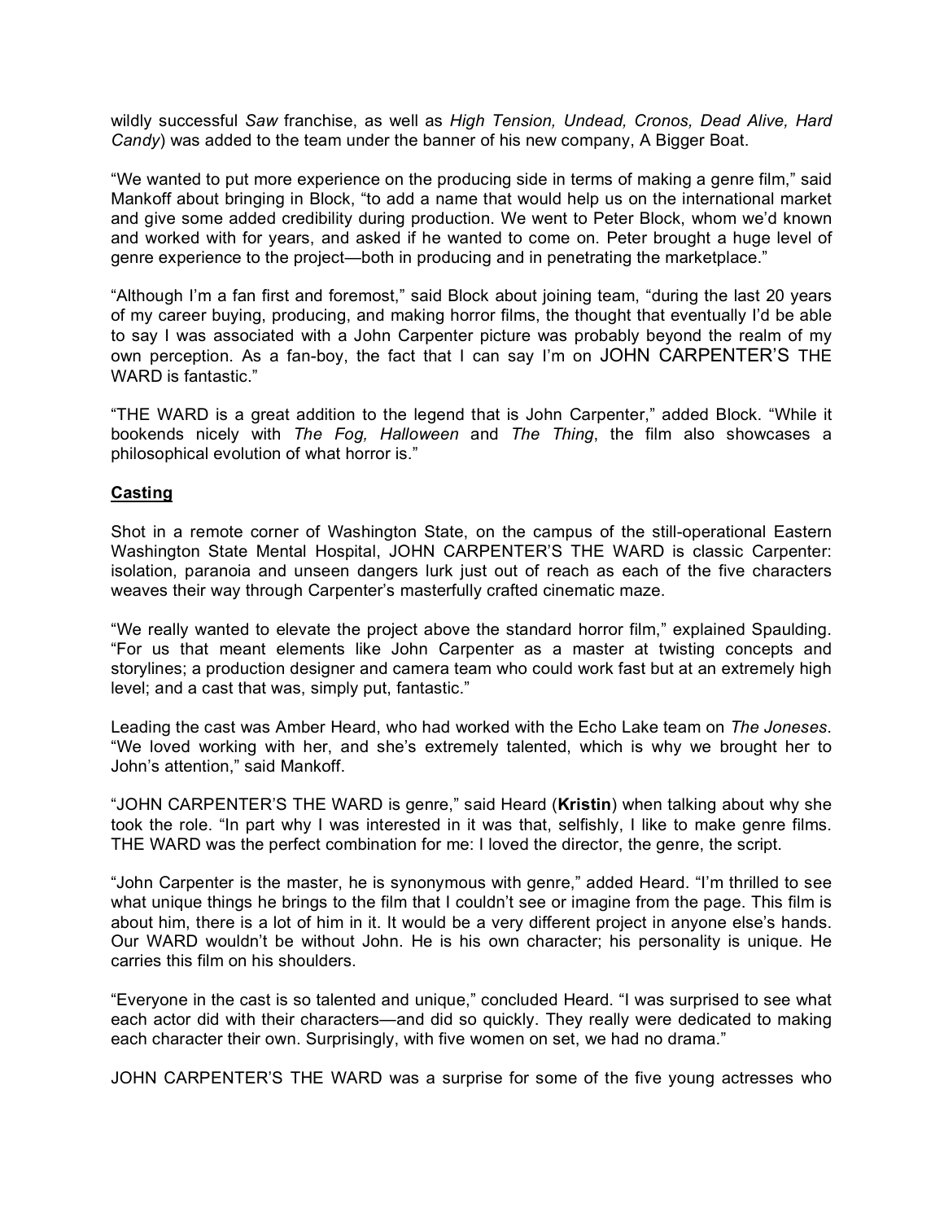wildly successful *Saw* franchise, as well as *High Tension, Undead, Cronos, Dead Alive, Hard Candy*) was added to the team under the banner of his new company, A Bigger Boat.

"We wanted to put more experience on the producing side in terms of making a genre film," said Mankoff about bringing in Block, "to add a name that would help us on the international market and give some added credibility during production. We went to Peter Block, whom we'd known and worked with for years, and asked if he wanted to come on. Peter brought a huge level of genre experience to the project—both in producing and in penetrating the marketplace."

"Although I'm a fan first and foremost," said Block about joining team, "during the last 20 years of my career buying, producing, and making horror films, the thought that eventually I'd be able to say I was associated with a John Carpenter picture was probably beyond the realm of my own perception. As a fan-boy, the fact that I can say I'm on JOHN CARPENTER'S THE WARD is fantastic."

"THE WARD is a great addition to the legend that is John Carpenter," added Block. "While it bookends nicely with *The Fog, Halloween* and *The Thing*, the film also showcases a philosophical evolution of what horror is."

## Casting

Shot in a remote corner of Washington State, on the campus of the still-operational Eastern Washington State Mental Hospital, JOHN CARPENTER'S THE WARD is classic Carpenter: isolation, paranoia and unseen dangers lurk just out of reach as each of the five characters weaves their way through Carpenter's masterfully crafted cinematic maze.

"We really wanted to elevate the project above the standard horror film," explained Spaulding. "For us that meant elements like John Carpenter as a master at twisting concepts and storylines; a production designer and camera team who could work fast but at an extremely high level; and a cast that was, simply put, fantastic."

Leading the cast was Amber Heard, who had worked with the Echo Lake team on *The Joneses*. "We loved working with her, and she's extremely talented, which is why we brought her to John's attention," said Mankoff.

"JOHN CARPENTER'S THE WARD is genre," said Heard (**Kristin**) when talking about why she took the role. "In part why I was interested in it was that, selfishly, I like to make genre films. THE WARD was the perfect combination for me: I loved the director, the genre, the script.

"John Carpenter is the master, he is synonymous with genre," added Heard. "I'm thrilled to see what unique things he brings to the film that I couldn't see or imagine from the page. This film is about him, there is a lot of him in it. It would be a very different project in anyone else's hands. Our WARD wouldn't be without John. He is his own character; his personality is unique. He carries this film on his shoulders.

"Everyone in the cast is so talented and unique," concluded Heard. "I was surprised to see what each actor did with their characters—and did so quickly. They really were dedicated to making each character their own. Surprisingly, with five women on set, we had no drama."

JOHN CARPENTER'S THE WARD was a surprise for some of the five young actresses who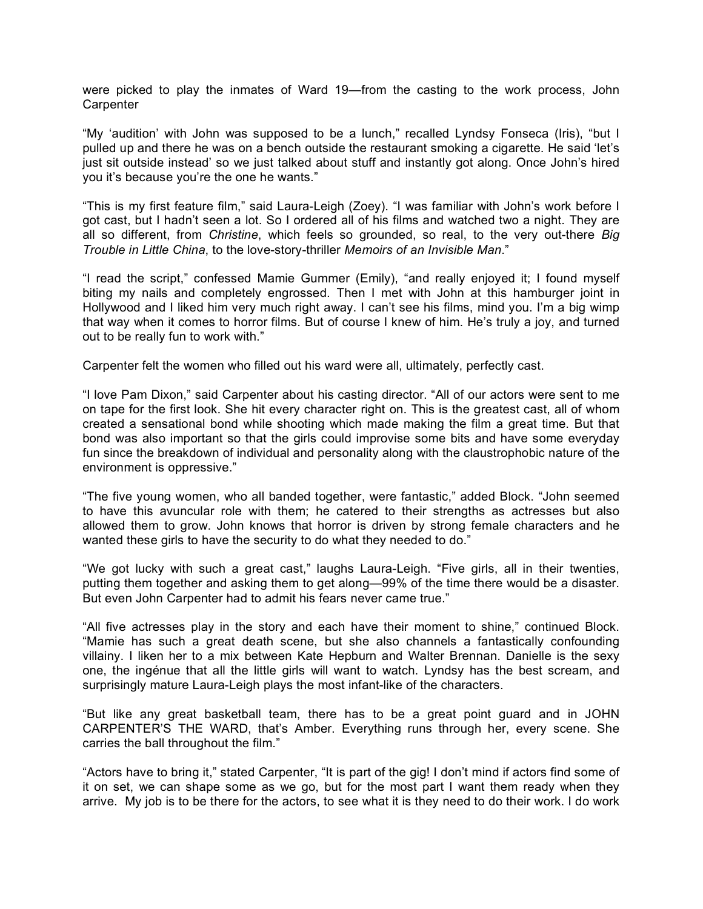were picked to play the inmates of Ward 19—from the casting to the work process, John Carpenter

"My 'audition' with John was supposed to be a lunch," recalled Lyndsy Fonseca (Iris), "but I pulled up and there he was on a bench outside the restaurant smoking a cigarette. He said 'let's just sit outside instead' so we just talked about stuff and instantly got along. Once John's hired you it's because you're the one he wants."

"This is my first feature film," said Laura-Leigh (Zoey). "I was familiar with John's work before I got cast, but I hadn't seen a lot. So I ordered all of his films and watched two a night. They are all so different, from *Christine*, which feels so grounded, so real, to the very out-there *Big Trouble in Little China*, to the love-story-thriller *Memoirs of an Invisible Man*."

"I read the script," confessed Mamie Gummer (Emily), "and really enjoyed it; I found myself biting my nails and completely engrossed. Then I met with John at this hamburger joint in Hollywood and I liked him very much right away. I can't see his films, mind you. I'm a big wimp that way when it comes to horror films. But of course I knew of him. He's truly a joy, and turned out to be really fun to work with."

Carpenter felt the women who filled out his ward were all, ultimately, perfectly cast.

"I love Pam Dixon," said Carpenter about his casting director. "All of our actors were sent to me on tape for the first look. She hit every character right on. This is the greatest cast, all of whom created a sensational bond while shooting which made making the film a great time. But that bond was also important so that the girls could improvise some bits and have some everyday fun since the breakdown of individual and personality along with the claustrophobic nature of the environment is oppressive."

"The five young women, who all banded together, were fantastic," added Block. "John seemed to have this avuncular role with them; he catered to their strengths as actresses but also allowed them to grow. John knows that horror is driven by strong female characters and he wanted these girls to have the security to do what they needed to do."

"We got lucky with such a great cast," laughs Laura-Leigh. "Five girls, all in their twenties, putting them together and asking them to get along—99% of the time there would be a disaster. But even John Carpenter had to admit his fears never came true."

"All five actresses play in the story and each have their moment to shine," continued Block. "Mamie has such a great death scene, but she also channels a fantastically confounding villainy. I liken her to a mix between Kate Hepburn and Walter Brennan. Danielle is the sexy one, the ingénue that all the little girls will want to watch. Lyndsy has the best scream, and surprisingly mature Laura-Leigh plays the most infant-like of the characters.

"But like any great basketball team, there has to be a great point guard and in JOHN CARPENTER'S THE WARD, that's Amber. Everything runs through her, every scene. She carries the ball throughout the film."

"Actors have to bring it," stated Carpenter, "It is part of the gig! I don't mind if actors find some of it on set, we can shape some as we go, but for the most part I want them ready when they arrive. My job is to be there for the actors, to see what it is they need to do their work. I do work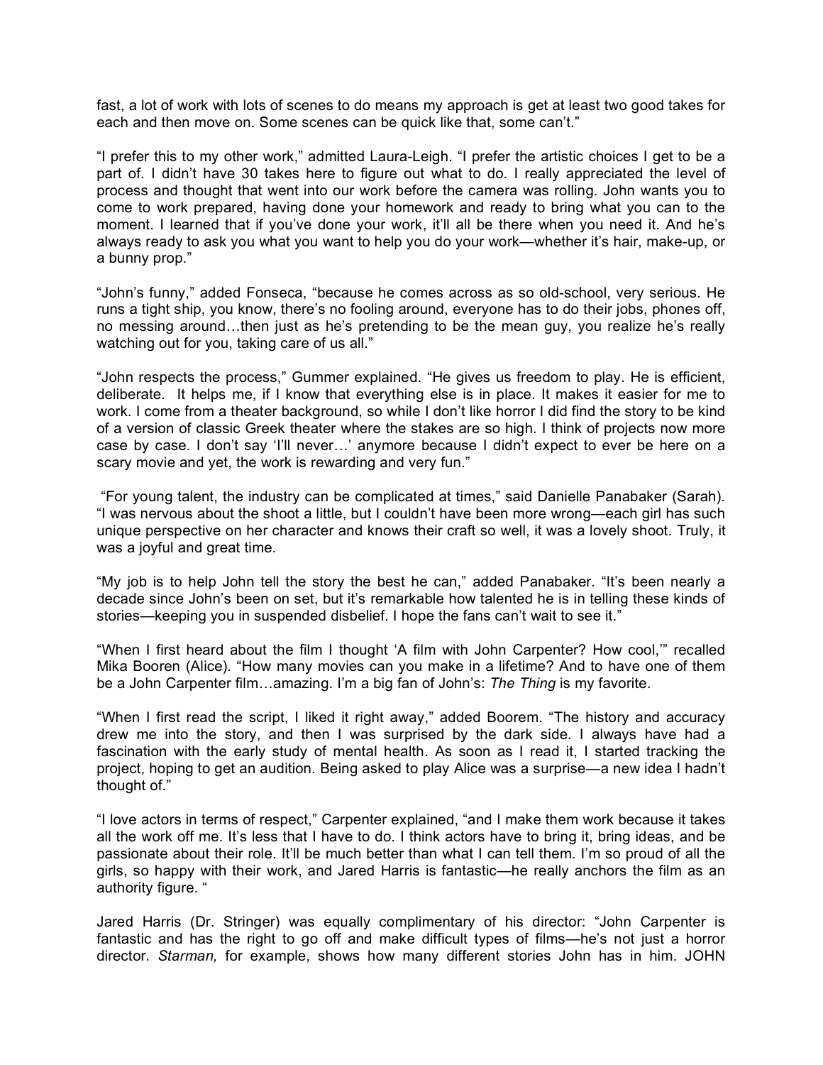fast, a lot of work with lots of scenes to do means my approach is get at least two good takes for each and then move on. Some scenes can be quick like that, some can't."

"I prefer this to my other work," admitted Laura-Leigh. "I prefer the artistic choices I get to be a part of. I didn't have 30 takes here to figure out what to do. I really appreciated the level of process and thought that went into our work before the camera was rolling. John wants you to come to work prepared, having done your homework and ready to bring what you can to the moment. I learned that if you've done your work, it'll all be there when you need it. And he's always ready to ask you what you want to help you do your work—whether it's hair, make-up, or a bunny prop."

"John's funny," added Fonseca, "because he comes across as so old-school, very serious. He runs a tight ship, you know, there's no fooling around, everyone has to do their jobs, phones off, no messing around…then just as he's pretending to be the mean guy, you realize he's really watching out for you, taking care of us all."

"John respects the process," Gummer explained. "He gives us freedom to play. He is efficient, deliberate. It helps me, if I know that everything else is in place. It makes it easier for me to work. I come from a theater background, so while I don't like horror I did find the story to be kind of a version of classic Greek theater where the stakes are so high. I think of projects now more case by case. I don't say 'I'll never…' anymore because I didn't expect to ever be here on a scary movie and yet, the work is rewarding and very fun."

"For young talent, the industry can be complicated at times," said Danielle Panabaker (Sarah). "I was nervous about the shoot a little, but I couldn't have been more wrong—each girl has such unique perspective on her character and knows their craft so well, it was a lovely shoot. Truly, it was a joyful and great time.

"My job is to help John tell the story the best he can," added Panabaker. "It's been nearly a decade since John's been on set, but it's remarkable how talented he is in telling these kinds of stories—keeping you in suspended disbelief. I hope the fans can't wait to see it."

"When I first heard about the film I thought 'A film with John Carpenter? How cool,'" recalled Mika Booren (Alice). "How many movies can you make in a lifetime? And to have one of them be a John Carpenter film…amazing. I'm a big fan of John's: *The Thing* is my favorite.

"When I first read the script, I liked it right away," added Boorem. "The history and accuracy drew me into the story, and then I was surprised by the dark side. I always have had a fascination with the early study of mental health. As soon as I read it, I started tracking the project, hoping to get an audition. Being asked to play Alice was a surprise—a new idea I hadn't thought of."

"I love actors in terms of respect," Carpenter explained, "and I make them work because it takes all the work off me. It's less that I have to do. I think actors have to bring it, bring ideas, and be passionate about their role. It'll be much better than what I can tell them. I'm so proud of all the girls, so happy with their work, and Jared Harris is fantastic—he really anchors the film as an authority figure. "

Jared Harris (Dr. Stringer) was equally complimentary of his director: "John Carpenter is fantastic and has the right to go off and make difficult types of films—he's not just a horror director. *Starman,* for example, shows how many different stories John has in him. JOHN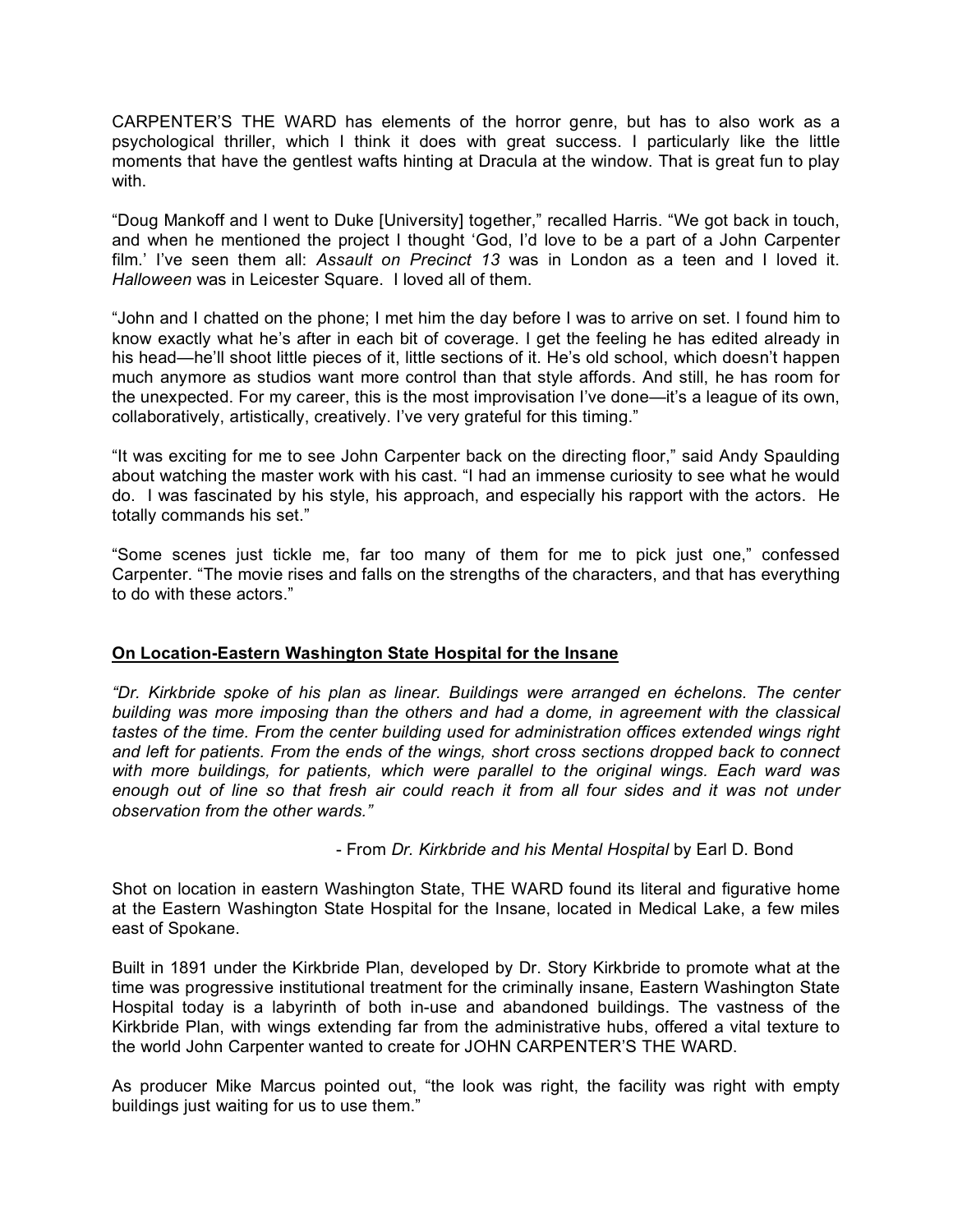CARPENTER'S THE WARD has elements of the horror genre, but has to also work as a psychological thriller, which I think it does with great success. I particularly like the little moments that have the gentlest wafts hinting at Dracula at the window. That is great fun to play with.

"Doug Mankoff and I went to Duke [University] together," recalled Harris. "We got back in touch, and when he mentioned the project I thought 'God, I'd love to be a part of a John Carpenter film.' I've seen them all: *Assault on Precinct 13* was in London as a teen and I loved it. *Halloween* was in Leicester Square. I loved all of them.

"John and I chatted on the phone; I met him the day before I was to arrive on set. I found him to know exactly what he's after in each bit of coverage. I get the feeling he has edited already in his head—he'll shoot little pieces of it, little sections of it. He's old school, which doesn't happen much anymore as studios want more control than that style affords. And still, he has room for the unexpected. For my career, this is the most improvisation I've done—it's a league of its own, collaboratively, artistically, creatively. I've very grateful for this timing."

"It was exciting for me to see John Carpenter back on the directing floor," said Andy Spaulding about watching the master work with his cast. "I had an immense curiosity to see what he would do. I was fascinated by his style, his approach, and especially his rapport with the actors. He totally commands his set."

"Some scenes just tickle me, far too many of them for me to pick just one," confessed Carpenter. "The movie rises and falls on the strengths of the characters, and that has everything to do with these actors."

## On Location-Eastern Washington State Hospital for the Insane

*"Dr. Kirkbride spoke of his plan as linear. Buildings were arranged en échelons. The center building was more imposing than the others and had a dome, in agreement with the classical tastes of the time. From the center building used for administration offices extended wings right and left for patients. From the ends of the wings, short cross sections dropped back to connect with more buildings, for patients, which were parallel to the original wings. Each ward was enough out of line so that fresh air could reach it from all four sides and it was not under observation from the other wards."*

- From *Dr. Kirkbride and his Mental Hospital* by Earl D. Bond

Shot on location in eastern Washington State, THE WARD found its literal and figurative home at the Eastern Washington State Hospital for the Insane, located in Medical Lake, a few miles east of Spokane.

Built in 1891 under the Kirkbride Plan, developed by Dr. Story Kirkbride to promote what at the time was progressive institutional treatment for the criminally insane, Eastern Washington State Hospital today is a labyrinth of both in-use and abandoned buildings. The vastness of the Kirkbride Plan, with wings extending far from the administrative hubs, offered a vital texture to the world John Carpenter wanted to create for JOHN CARPENTER'S THE WARD.

As producer Mike Marcus pointed out, "the look was right, the facility was right with empty buildings just waiting for us to use them."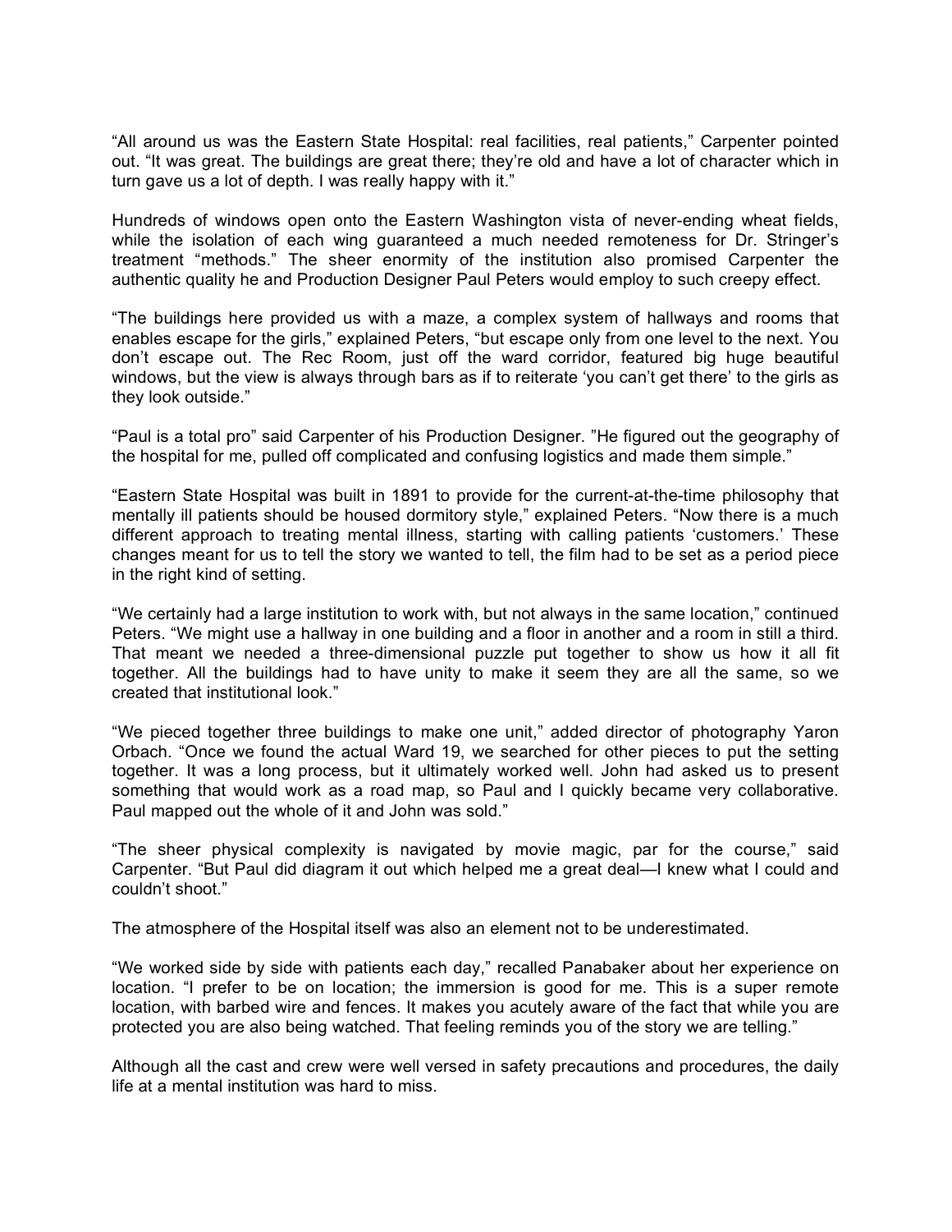"All around us was the Eastern State Hospital: real facilities, real patients," Carpenter pointed out. "It was great. The buildings are great there; they're old and have a lot of character which in turn gave us a lot of depth. I was really happy with it."

Hundreds of windows open onto the Eastern Washington vista of never-ending wheat fields, while the isolation of each wing guaranteed a much needed remoteness for Dr. Stringer's treatment "methods." The sheer enormity of the institution also promised Carpenter the authentic quality he and Production Designer Paul Peters would employ to such creepy effect.

"The buildings here provided us with a maze, a complex system of hallways and rooms that enables escape for the girls," explained Peters, "but escape only from one level to the next. You don't escape out. The Rec Room, just off the ward corridor, featured big huge beautiful windows, but the view is always through bars as if to reiterate 'you can't get there' to the girls as they look outside."

"Paul is a total pro" said Carpenter of his Production Designer. "He figured out the geography of the hospital for me, pulled off complicated and confusing logistics and made them simple."

"Eastern State Hospital was built in 1891 to provide for the current-at-the-time philosophy that mentally ill patients should be housed dormitory style," explained Peters. "Now there is a much different approach to treating mental illness, starting with calling patients 'customers.' These changes meant for us to tell the story we wanted to tell, the film had to be set as a period piece in the right kind of setting.

"We certainly had a large institution to work with, but not always in the same location," continued Peters. "We might use a hallway in one building and a floor in another and a room in still a third. That meant we needed a three-dimensional puzzle put together to show us how it all fit together. All the buildings had to have unity to make it seem they are all the same, so we created that institutional look."

"We pieced together three buildings to make one unit," added director of photography Yaron Orbach. "Once we found the actual Ward 19, we searched for other pieces to put the setting together. It was a long process, but it ultimately worked well. John had asked us to present something that would work as a road map, so Paul and I quickly became very collaborative. Paul mapped out the whole of it and John was sold."

"The sheer physical complexity is navigated by movie magic, par for the course," said Carpenter. "But Paul did diagram it out which helped me a great deal—I knew what I could and couldn't shoot."

The atmosphere of the Hospital itself was also an element not to be underestimated.

"We worked side by side with patients each day," recalled Panabaker about her experience on location. "I prefer to be on location; the immersion is good for me. This is a super remote location, with barbed wire and fences. It makes you acutely aware of the fact that while you are protected you are also being watched. That feeling reminds you of the story we are telling."

Although all the cast and crew were well versed in safety precautions and procedures, the daily life at a mental institution was hard to miss.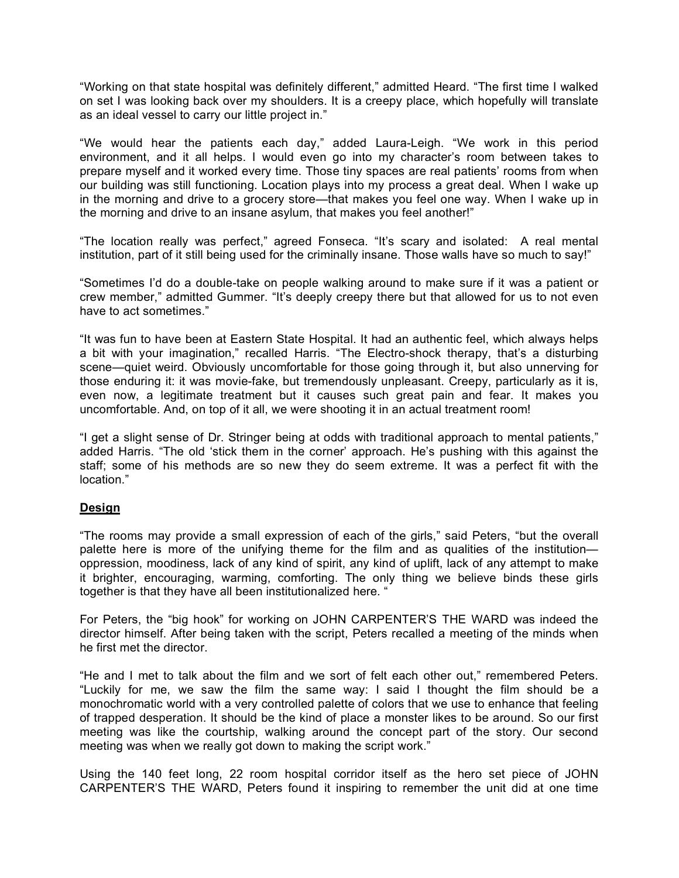"Working on that state hospital was definitely different," admitted Heard. "The first time I walked on set I was looking back over my shoulders. It is a creepy place, which hopefully will translate as an ideal vessel to carry our little project in."

"We would hear the patients each day," added Laura-Leigh. "We work in this period environment, and it all helps. I would even go into my character's room between takes to prepare myself and it worked every time. Those tiny spaces are real patients' rooms from when our building was still functioning. Location plays into my process a great deal. When I wake up in the morning and drive to a grocery store—that makes you feel one way. When I wake up in the morning and drive to an insane asylum, that makes you feel another!"

"The location really was perfect," agreed Fonseca. "It's scary and isolated: A real mental institution, part of it still being used for the criminally insane. Those walls have so much to say!"

"Sometimes I'd do a double-take on people walking around to make sure if it was a patient or crew member," admitted Gummer. "It's deeply creepy there but that allowed for us to not even have to act sometimes."

"It was fun to have been at Eastern State Hospital. It had an authentic feel, which always helps a bit with your imagination," recalled Harris. "The Electro-shock therapy, that's a disturbing scene—quiet weird. Obviously uncomfortable for those going through it, but also unnerving for those enduring it: it was movie-fake, but tremendously unpleasant. Creepy, particularly as it is, even now, a legitimate treatment but it causes such great pain and fear. It makes you uncomfortable. And, on top of it all, we were shooting it in an actual treatment room!

"I get a slight sense of Dr. Stringer being at odds with traditional approach to mental patients," added Harris. "The old 'stick them in the corner' approach. He's pushing with this against the staff; some of his methods are so new they do seem extreme. It was a perfect fit with the location."

## <u>Design</u>

"The rooms may provide a small expression of each of the girls," said Peters, "but the overall palette here is more of the unifying theme for the film and as qualities of the institution—oppression, moodiness, lack of any kind of spirit, any kind of uplift, lack of any attempt to make it brighter, encouraging, warming, comforting. The only thing we believe binds these girls together is that they have all been institutionalized here. "

For Peters, the "big hook" for working on JOHN CARPENTER'S THE WARD was indeed the director himself. After being taken with the script, Peters recalled a meeting of the minds when he first met the director.

"He and I met to talk about the film and we sort of felt each other out," remembered Peters. "Luckily for me, we saw the film the same way: I said I thought the film should be a monochromatic world with a very controlled palette of colors that we use to enhance that feeling of trapped desperation. It should be the kind of place a monster likes to be around. So our first meeting was like the courtship, walking around the concept part of the story. Our second meeting was when we really got down to making the script work."

Using the 140 feet long, 22 room hospital corridor itself as the hero set piece of JOHN CARPENTER'S THE WARD, Peters found it inspiring to remember the unit did at one time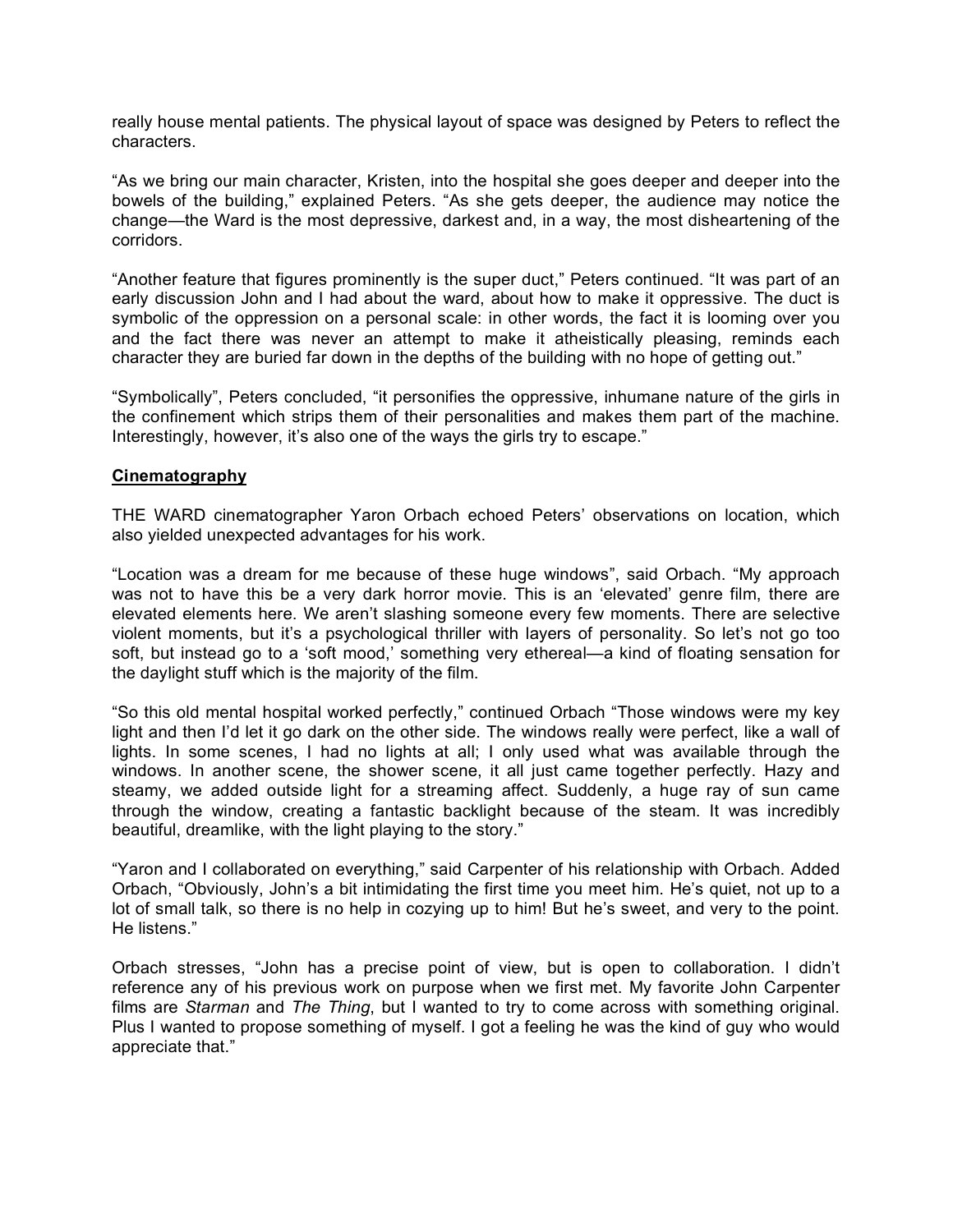really house mental patients. The physical layout of space was designed by Peters to reflect the characters.

"As we bring our main character, Kristen, into the hospital she goes deeper and deeper into the bowels of the building," explained Peters. "As she gets deeper, the audience may notice the change—the Ward is the most depressive, darkest and, in a way, the most disheartening of the corridors.

"Another feature that figures prominently is the super duct," Peters continued. "It was part of an early discussion John and I had about the ward, about how to make it oppressive. The duct is symbolic of the oppression on a personal scale: in other words, the fact it is looming over you and the fact there was never an attempt to make it atheistically pleasing, reminds each character they are buried far down in the depths of the building with no hope of getting out."

"Symbolically", Peters concluded, "it personifies the oppressive, inhumane nature of the girls in the confinement which strips them of their personalities and makes them part of the machine. Interestingly, however, it's also one of the ways the girls try to escape."

## Cinematography

THE WARD cinematographer Yaron Orbach echoed Peters' observations on location, which also yielded unexpected advantages for his work.

"Location was a dream for me because of these huge windows", said Orbach. "My approach was not to have this be a very dark horror movie. This is an 'elevated' genre film, there are elevated elements here. We aren't slashing someone every few moments. There are selective violent moments, but it's a psychological thriller with layers of personality. So let's not go too soft, but instead go to a 'soft mood,' something very ethereal—a kind of floating sensation for the daylight stuff which is the majority of the film.

"So this old mental hospital worked perfectly," continued Orbach "Those windows were my key light and then I'd let it go dark on the other side. The windows really were perfect, like a wall of lights. In some scenes, I had no lights at all; I only used what was available through the windows. In another scene, the shower scene, it all just came together perfectly. Hazy and steamy, we added outside light for a streaming affect. Suddenly, a huge ray of sun came through the window, creating a fantastic backlight because of the steam. It was incredibly beautiful, dreamlike, with the light playing to the story."

"Yaron and I collaborated on everything," said Carpenter of his relationship with Orbach. Added Orbach, "Obviously, John's a bit intimidating the first time you meet him. He's quiet, not up to a lot of small talk, so there is no help in cozying up to him! But he's sweet, and very to the point. He listens."

Orbach stresses, "John has a precise point of view, but is open to collaboration. I didn't reference any of his previous work on purpose when we first met. My favorite John Carpenter films are *Starman* and *The Thing*, but I wanted to try to come across with something original. Plus I wanted to propose something of myself. I got a feeling he was the kind of guy who would appreciate that."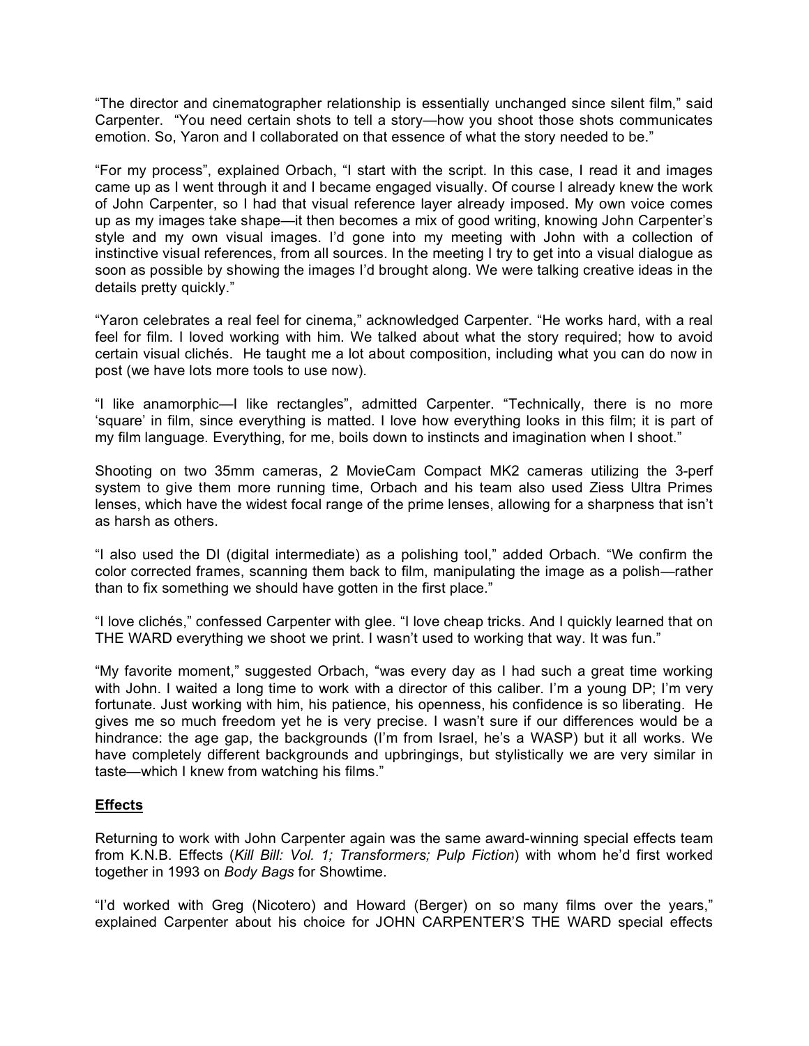"The director and cinematographer relationship is essentially unchanged since silent film," said Carpenter. "You need certain shots to tell a story—how you shoot those shots communicates emotion. So, Yaron and I collaborated on that essence of what the story needed to be."

"For my process", explained Orbach, "I start with the script. In this case, I read it and images came up as I went through it and I became engaged visually. Of course I already knew the work of John Carpenter, so I had that visual reference layer already imposed. My own voice comes up as my images take shape—it then becomes a mix of good writing, knowing John Carpenter's style and my own visual images. I'd gone into my meeting with John with a collection of instinctive visual references, from all sources. In the meeting I try to get into a visual dialogue as soon as possible by showing the images I'd brought along. We were talking creative ideas in the details pretty quickly."

"Yaron celebrates a real feel for cinema," acknowledged Carpenter. "He works hard, with a real feel for film. I loved working with him. We talked about what the story required; how to avoid certain visual clichés. He taught me a lot about composition, including what you can do now in post (we have lots more tools to use now).

"I like anamorphic—I like rectangles", admitted Carpenter. "Technically, there is no more 'square' in film, since everything is matted. I love how everything looks in this film; it is part of my film language. Everything, for me, boils down to instincts and imagination when I shoot."

Shooting on two 35mm cameras, 2 MovieCam Compact MK2 cameras utilizing the 3-perf system to give them more running time, Orbach and his team also used Ziess Ultra Primes lenses, which have the widest focal range of the prime lenses, allowing for a sharpness that isn't as harsh as others.

"I also used the DI (digital intermediate) as a polishing tool," added Orbach. "We confirm the color corrected frames, scanning them back to film, manipulating the image as a polish—rather than to fix something we should have gotten in the first place."

"I love clichés," confessed Carpenter with glee. "I love cheap tricks. And I quickly learned that on THE WARD everything we shoot we print. I wasn't used to working that way. It was fun."

"My favorite moment," suggested Orbach, "was every day as I had such a great time working with John. I waited a long time to work with a director of this caliber. I'm a young DP; I'm very fortunate. Just working with him, his patience, his openness, his confidence is so liberating. He gives me so much freedom yet he is very precise. I wasn't sure if our differences would be a hindrance: the age gap, the backgrounds (I'm from Israel, he's a WASP) but it all works. We have completely different backgrounds and upbringings, but stylistically we are very similar in taste—which I knew from watching his films."

**Effects**

Returning to work with John Carpenter again was the same award-winning special effects team from K.N.B. Effects (*Kill Bill: Vol. 1; Transformers; Pulp Fiction*) with whom he'd first worked together in 1993 on *Body Bags* for Showtime.

"I'd worked with Greg (Nicotero) and Howard (Berger) on so many films over the years," explained Carpenter about his choice for JOHN CARPENTER'S THE WARD special effects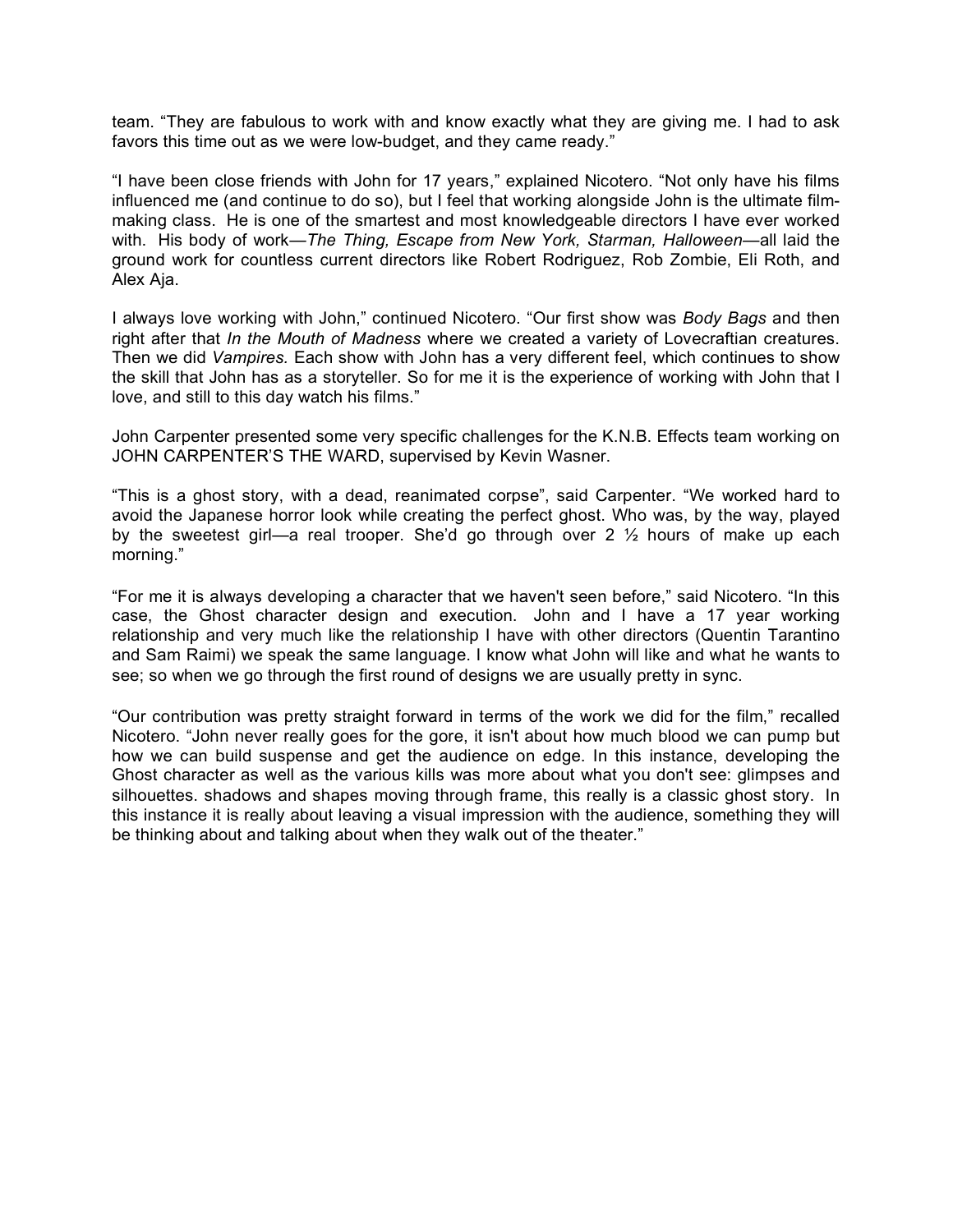team. "They are fabulous to work with and know exactly what they are giving me. I had to ask favors this time out as we were low-budget, and they came ready."

"I have been close friends with John for 17 years," explained Nicotero. "Not only have his films influenced me (and continue to do so), but I feel that working alongside John is the ultimate film-making class. He is one of the smartest and most knowledgeable directors I have ever worked with. His body of work—*The Thing, Escape from New York, Starman, Halloween*—all laid the ground work for countless current directors like Robert Rodriguez, Rob Zombie, Eli Roth, and Alex Aja.

I always love working with John," continued Nicotero. "Our first show was *Body Bags* and then right after that *In the Mouth of Madness* where we created a variety of Lovecraftian creatures. Then we did *Vampires.* Each show with John has a very different feel, which continues to show the skill that John has as a storyteller. So for me it is the experience of working with John that I love, and still to this day watch his films."

John Carpenter presented some very specific challenges for the K.N.B. Effects team working on JOHN CARPENTER'S THE WARD, supervised by Kevin Wasner.

"This is a ghost story, with a dead, reanimated corpse", said Carpenter. "We worked hard to avoid the Japanese horror look while creating the perfect ghost. Who was, by the way, played by the sweetest girl—a real trooper. She'd go through over 2 ½ hours of make up each morning."

"For me it is always developing a character that we haven't seen before," said Nicotero. "In this case, the Ghost character design and execution. John and I have a 17 year working relationship and very much like the relationship I have with other directors (Quentin Tarantino and Sam Raimi) we speak the same language. I know what John will like and what he wants to see; so when we go through the first round of designs we are usually pretty in sync.

"Our contribution was pretty straight forward in terms of the work we did for the film," recalled Nicotero. "John never really goes for the gore, it isn't about how much blood we can pump but how we can build suspense and get the audience on edge. In this instance, developing the Ghost character as well as the various kills was more about what you don't see: glimpses and silhouettes. shadows and shapes moving through frame, this really is a classic ghost story. In this instance it is really about leaving a visual impression with the audience, something they will be thinking about and talking about when they walk out of the theater."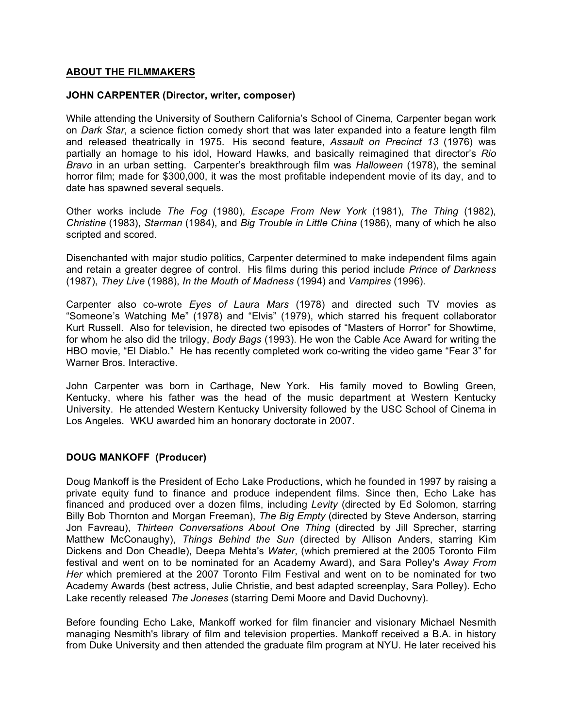## ABOUT THE FILMMAKERS

### JOHN CARPENTER (Director, writer, composer)

While attending the University of Southern California's School of Cinema, Carpenter began work on *Dark Star*, a science fiction comedy short that was later expanded into a feature length film and released theatrically in 1975. His second feature, *Assault on Precinct 13* (1976) was partially an homage to his idol, Howard Hawks, and basically reimagined that director's *Rio Bravo* in an urban setting. Carpenter's breakthrough film was *Halloween* (1978), the seminal horror film; made for $300,000, it was the most profitable independent movie of its day, and to date has spawned several sequels.

Other works include *The Fog* (1980), *Escape From New York* (1981), *The Thing* (1982), *Christine* (1983), *Starman* (1984), and *Big Trouble in Little China* (1986), many of which he also scripted and scored.

Disenchanted with major studio politics, Carpenter determined to make independent films again and retain a greater degree of control. His films during this period include *Prince of Darkness* (1987), *They Live* (1988), *In the Mouth of Madness* (1994) and *Vampires* (1996).

Carpenter also co-wrote *Eyes of Laura Mars* (1978) and directed such TV movies as "Someone's Watching Me" (1978) and "Elvis" (1979), which starred his frequent collaborator Kurt Russell. Also for television, he directed two episodes of "Masters of Horror" for Showtime, for whom he also did the trilogy, *Body Bags* (1993). He won the Cable Ace Award for writing the HBO movie, "El Diablo." He has recently completed work co-writing the video game "Fear 3" for Warner Bros. Interactive.

John Carpenter was born in Carthage, New York. His family moved to Bowling Green, Kentucky, where his father was the head of the music department at Western Kentucky University. He attended Western Kentucky University followed by the USC School of Cinema in Los Angeles. WKU awarded him an honorary doctorate in 2007.

### DOUG MANKOFF (Producer)

Doug Mankoff is the President of Echo Lake Productions, which he founded in 1997 by raising a private equity fund to finance and produce independent films. Since then, Echo Lake has financed and produced over a dozen films, including *Levity* (directed by Ed Solomon, starring Billy Bob Thornton and Morgan Freeman), *The Big Empty* (directed by Steve Anderson, starring Jon Favreau), *Thirteen Conversations About One Thing* (directed by Jill Sprecher, starring Matthew McConaughy), *Things Behind the Sun* (directed by Allison Anders, starring Kim Dickens and Don Cheadle), Deepa Mehta's *Water*, (which premiered at the 2005 Toronto Film festival and went on to be nominated for an Academy Award), and Sara Polley's *Away From Her* which premiered at the 2007 Toronto Film Festival and went on to be nominated for two Academy Awards (best actress, Julie Christie, and best adapted screenplay, Sara Polley). Echo Lake recently released *The Joneses* (starring Demi Moore and David Duchovny).

Before founding Echo Lake, Mankoff worked for film financier and visionary Michael Nesmith managing Nesmith's library of film and television properties. Mankoff received a B.A. in history from Duke University and then attended the graduate film program at NYU. He later received his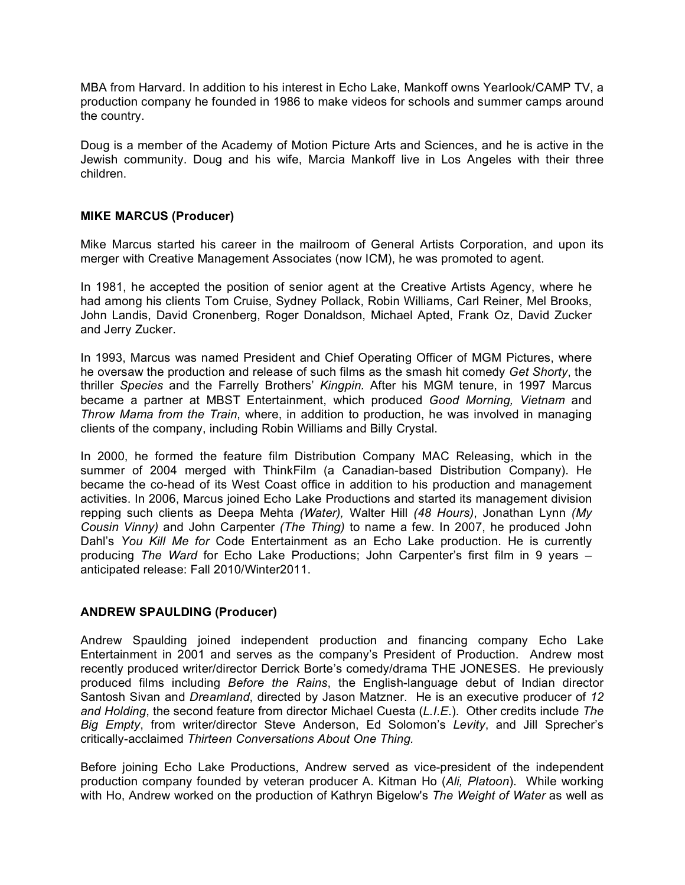MBA from Harvard. In addition to his interest in Echo Lake, Mankoff owns Yearlook/CAMP TV, a production company he founded in 1986 to make videos for schools and summer camps around the country.

Doug is a member of the Academy of Motion Picture Arts and Sciences, and he is active in the Jewish community. Doug and his wife, Marcia Mankoff live in Los Angeles with their three children.

**MIKE MARCUS (Producer)**

Mike Marcus started his career in the mailroom of General Artists Corporation, and upon its merger with Creative Management Associates (now ICM), he was promoted to agent.

In 1981, he accepted the position of senior agent at the Creative Artists Agency, where he had among his clients Tom Cruise, Sydney Pollack, Robin Williams, Carl Reiner, Mel Brooks, John Landis, David Cronenberg, Roger Donaldson, Michael Apted, Frank Oz, David Zucker and Jerry Zucker.

In 1993, Marcus was named President and Chief Operating Officer of MGM Pictures, where he oversaw the production and release of such films as the smash hit comedy *Get Shorty*, the thriller *Species* and the Farrelly Brothers' *Kingpin.* After his MGM tenure, in 1997 Marcus became a partner at MBST Entertainment, which produced *Good Morning, Vietnam* and *Throw Mama from the Train*, where, in addition to production, he was involved in managing clients of the company, including Robin Williams and Billy Crystal.

In 2000, he formed the feature film Distribution Company MAC Releasing, which in the summer of 2004 merged with ThinkFilm (a Canadian-based Distribution Company). He became the co-head of its West Coast office in addition to his production and management activities. In 2006, Marcus joined Echo Lake Productions and started its management division repping such clients as Deepa Mehta *(Water),* Walter Hill *(48 Hours)*, Jonathan Lynn *(My Cousin Vinny)* and John Carpenter *(The Thing)* to name a few. In 2007, he produced John Dahl's *You Kill Me for* Code Entertainment as an Echo Lake production. He is currently producing *The Ward* for Echo Lake Productions; John Carpenter's first film in 9 years – anticipated release: Fall 2010/Winter2011.

**ANDREW SPAULDING (Producer)**

Andrew Spaulding joined independent production and financing company Echo Lake Entertainment in 2001 and serves as the company's President of Production. Andrew most recently produced writer/director Derrick Borte's comedy/drama THE JONESES. He previously produced films including *Before the Rains*, the English-language debut of Indian director Santosh Sivan and *Dreamland*, directed by Jason Matzner. He is an executive producer of *12 and Holding*, the second feature from director Michael Cuesta (*L.I.E.*). Other credits include *The Big Empty*, from writer/director Steve Anderson, Ed Solomon's *Levity*, and Jill Sprecher's critically-acclaimed *Thirteen Conversations About One Thing.*

Before joining Echo Lake Productions, Andrew served as vice-president of the independent production company founded by veteran producer A. Kitman Ho (*Ali, Platoon*). While working with Ho, Andrew worked on the production of Kathryn Bigelow's *The Weight of Water* as well as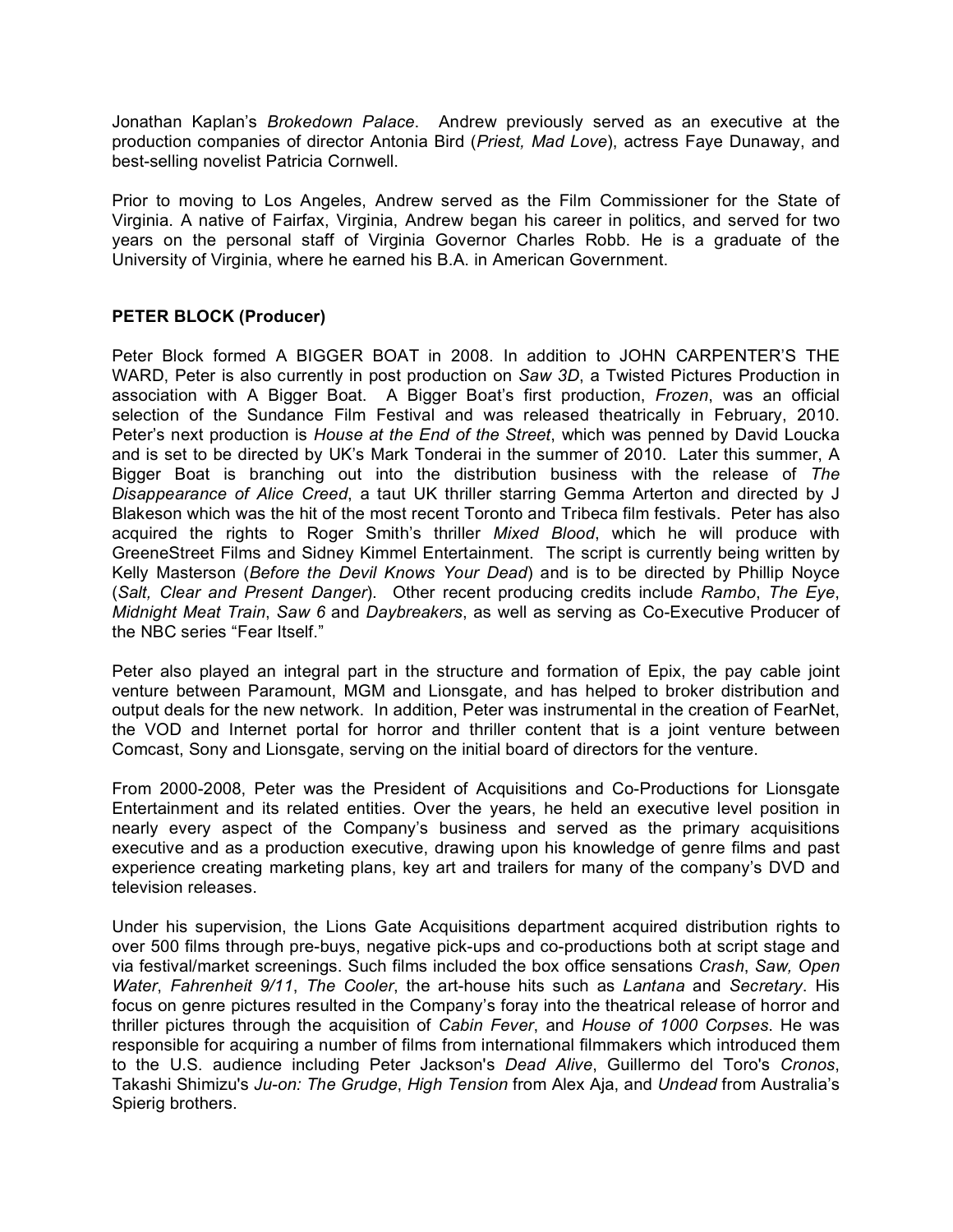Jonathan Kaplan's *Brokedown Palace*. Andrew previously served as an executive at the production companies of director Antonia Bird (*Priest, Mad Love*), actress Faye Dunaway, and best-selling novelist Patricia Cornwell.

Prior to moving to Los Angeles, Andrew served as the Film Commissioner for the State of Virginia. A native of Fairfax, Virginia, Andrew began his career in politics, and served for two years on the personal staff of Virginia Governor Charles Robb. He is a graduate of the University of Virginia, where he earned his B.A. in American Government.

**PETER BLOCK (Producer)**

Peter Block formed A BIGGER BOAT in 2008. In addition to JOHN CARPENTER'S THE WARD, Peter is also currently in post production on *Saw 3D*, a Twisted Pictures Production in association with A Bigger Boat. A Bigger Boat's first production, *Frozen*, was an official selection of the Sundance Film Festival and was released theatrically in February, 2010. Peter's next production is *House at the End of the Street*, which was penned by David Loucka and is set to be directed by UK's Mark Tonderai in the summer of 2010. Later this summer, A Bigger Boat is branching out into the distribution business with the release of *The Disappearance of Alice Creed*, a taut UK thriller starring Gemma Arterton and directed by J Blakeson which was the hit of the most recent Toronto and Tribeca film festivals. Peter has also acquired the rights to Roger Smith's thriller *Mixed Blood*, which he will produce with GreeneStreet Films and Sidney Kimmel Entertainment. The script is currently being written by Kelly Masterson (*Before the Devil Knows Your Dead*) and is to be directed by Phillip Noyce (*Salt, Clear and Present Danger*). Other recent producing credits include *Rambo*, *The Eye*, *Midnight Meat Train*, *Saw 6* and *Daybreakers*, as well as serving as Co-Executive Producer of the NBC series "Fear Itself."

Peter also played an integral part in the structure and formation of Epix, the pay cable joint venture between Paramount, MGM and Lionsgate, and has helped to broker distribution and output deals for the new network. In addition, Peter was instrumental in the creation of FearNet, the VOD and Internet portal for horror and thriller content that is a joint venture between Comcast, Sony and Lionsgate, serving on the initial board of directors for the venture.

From 2000-2008, Peter was the President of Acquisitions and Co-Productions for Lionsgate Entertainment and its related entities. Over the years, he held an executive level position in nearly every aspect of the Company's business and served as the primary acquisitions executive and as a production executive, drawing upon his knowledge of genre films and past experience creating marketing plans, key art and trailers for many of the company's DVD and television releases.

Under his supervision, the Lions Gate Acquisitions department acquired distribution rights to over 500 films through pre-buys, negative pick-ups and co-productions both at script stage and via festival/market screenings. Such films included the box office sensations *Crash*, *Saw, Open Water*, *Fahrenheit 9/11*, *The Cooler*, the art-house hits such as *Lantana* and *Secretary*. His focus on genre pictures resulted in the Company's foray into the theatrical release of horror and thriller pictures through the acquisition of *Cabin Fever*, and *House of 1000 Corpses*. He was responsible for acquiring a number of films from international filmmakers which introduced them to the U.S. audience including Peter Jackson's *Dead Alive*, Guillermo del Toro's *Cronos*, Takashi Shimizu's *Ju-on: The Grudge*, *High Tension* from Alex Aja, and *Undead* from Australia's Spierig brothers.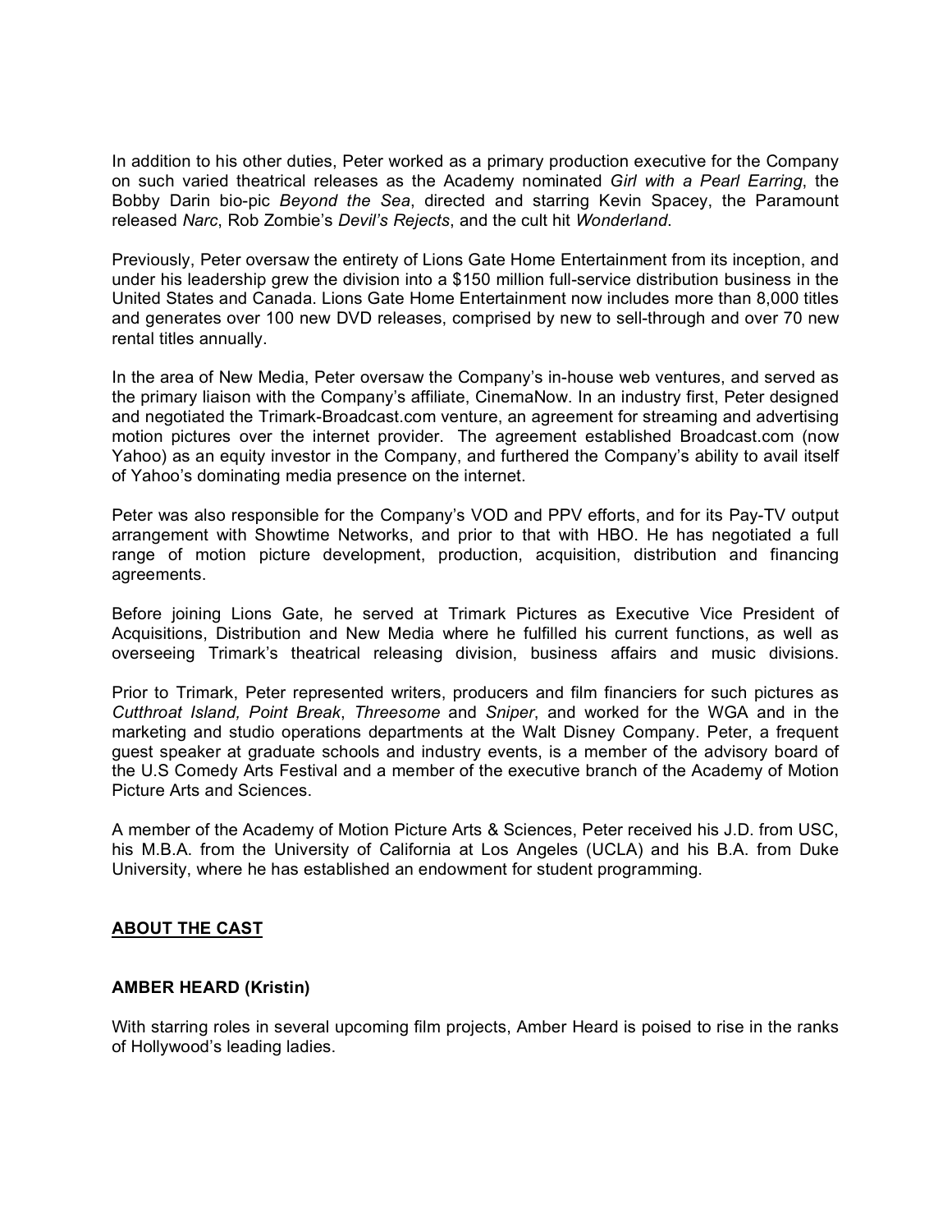In addition to his other duties, Peter worked as a primary production executive for the Company on such varied theatrical releases as the Academy nominated *Girl with a Pearl Earring*, the Bobby Darin bio-pic *Beyond the Sea*, directed and starring Kevin Spacey, the Paramount released *Narc*, Rob Zombie's *Devil's Rejects*, and the cult hit *Wonderland*.

Previously, Peter oversaw the entirety of Lions Gate Home Entertainment from its inception, and under his leadership grew the division into a $150 million full-service distribution business in the United States and Canada. Lions Gate Home Entertainment now includes more than 8,000 titles and generates over 100 new DVD releases, comprised by new to sell-through and over 70 new rental titles annually.

In the area of New Media, Peter oversaw the Company's in-house web ventures, and served as the primary liaison with the Company's affiliate, CinemaNow. In an industry first, Peter designed and negotiated the Trimark-Broadcast.com venture, an agreement for streaming and advertising motion pictures over the internet provider. The agreement established Broadcast.com (now Yahoo) as an equity investor in the Company, and furthered the Company's ability to avail itself of Yahoo's dominating media presence on the internet.

Peter was also responsible for the Company's VOD and PPV efforts, and for its Pay-TV output arrangement with Showtime Networks, and prior to that with HBO. He has negotiated a full range of motion picture development, production, acquisition, distribution and financing agreements.

Before joining Lions Gate, he served at Trimark Pictures as Executive Vice President of Acquisitions, Distribution and New Media where he fulfilled his current functions, as well as overseeing Trimark's theatrical releasing division, business affairs and music divisions.

Prior to Trimark, Peter represented writers, producers and film financiers for such pictures as *Cutthroat Island, Point Break*, *Threesome* and *Sniper*, and worked for the WGA and in the marketing and studio operations departments at the Walt Disney Company. Peter, a frequent guest speaker at graduate schools and industry events, is a member of the advisory board of the U.S Comedy Arts Festival and a member of the executive branch of the Academy of Motion Picture Arts and Sciences.

A member of the Academy of Motion Picture Arts & Sciences, Peter received his J.D. from USC, his M.B.A. from the University of California at Los Angeles (UCLA) and his B.A. from Duke University, where he has established an endowment for student programming.

## ABOUT THE CAST

### AMBER HEARD (Kristin)

With starring roles in several upcoming film projects, Amber Heard is poised to rise in the ranks of Hollywood's leading ladies.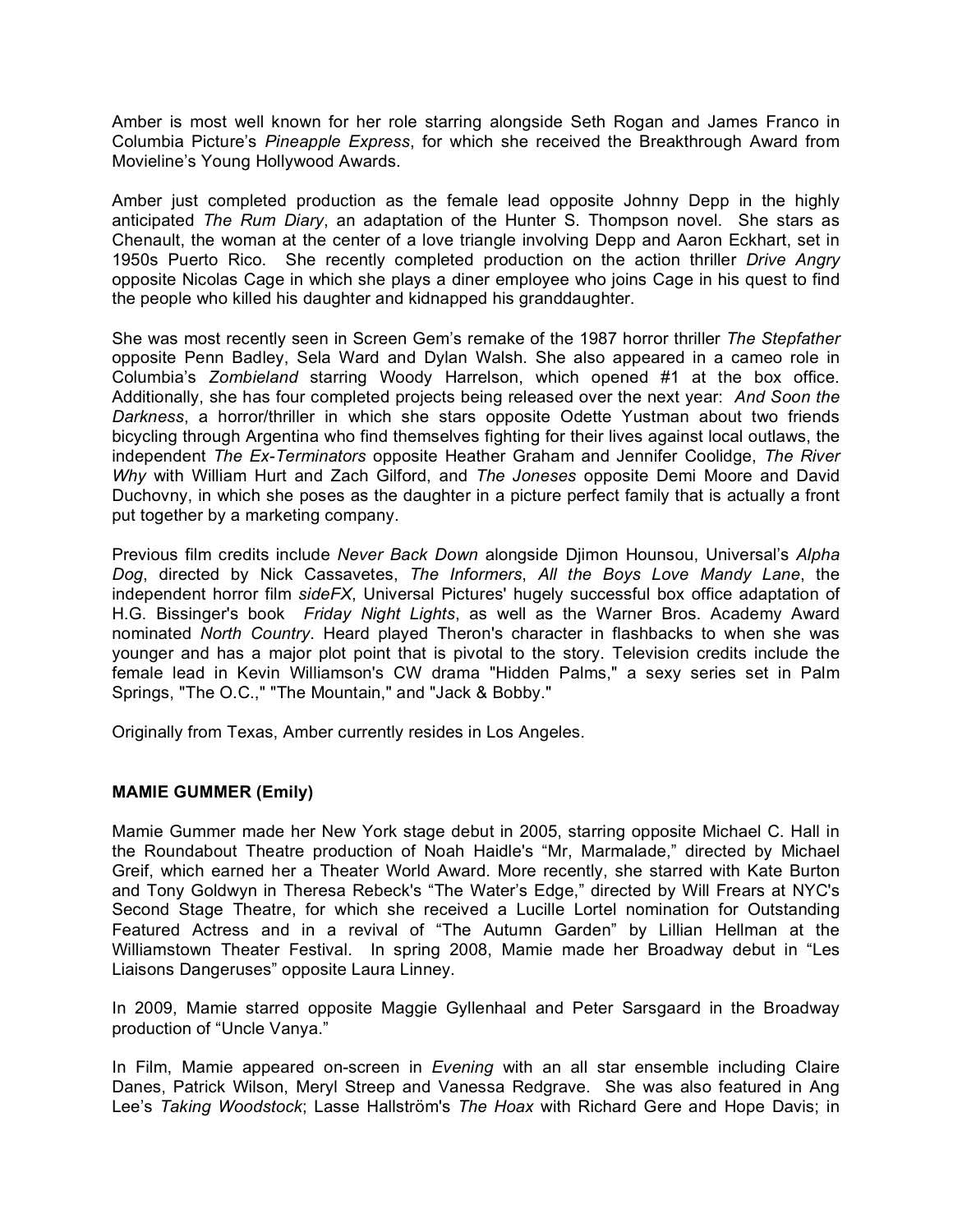Amber is most well known for her role starring alongside Seth Rogan and James Franco in Columbia Picture's *Pineapple Express*, for which she received the Breakthrough Award from Movieline's Young Hollywood Awards.

Amber just completed production as the female lead opposite Johnny Depp in the highly anticipated *The Rum Diary*, an adaptation of the Hunter S. Thompson novel. She stars as Chenault, the woman at the center of a love triangle involving Depp and Aaron Eckhart, set in 1950s Puerto Rico. She recently completed production on the action thriller *Drive Angry* opposite Nicolas Cage in which she plays a diner employee who joins Cage in his quest to find the people who killed his daughter and kidnapped his granddaughter.

She was most recently seen in Screen Gem's remake of the 1987 horror thriller *The Stepfather* opposite Penn Badley, Sela Ward and Dylan Walsh. She also appeared in a cameo role in Columbia's *Zombieland* starring Woody Harrelson, which opened #1 at the box office. Additionally, she has four completed projects being released over the next year: *And Soon the Darkness*, a horror/thriller in which she stars opposite Odette Yustman about two friends bicycling through Argentina who find themselves fighting for their lives against local outlaws, the independent *The Ex-Terminators* opposite Heather Graham and Jennifer Coolidge, *The River Why* with William Hurt and Zach Gilford, and *The Joneses* opposite Demi Moore and David Duchovny, in which she poses as the daughter in a picture perfect family that is actually a front put together by a marketing company.

Previous film credits include *Never Back Down* alongside Djimon Hounsou, Universal's *Alpha Dog*, directed by Nick Cassavetes, *The Informers*, *All the Boys Love Mandy Lane*, the independent horror film *sideFX*, Universal Pictures' hugely successful box office adaptation of H.G. Bissinger's book *Friday Night Lights*, as well as the Warner Bros. Academy Award nominated *North Country*. Heard played Theron's character in flashbacks to when she was younger and has a major plot point that is pivotal to the story. Television credits include the female lead in Kevin Williamson's CW drama "Hidden Palms," a sexy series set in Palm Springs, "The O.C.," "The Mountain," and "Jack & Bobby."

Originally from Texas, Amber currently resides in Los Angeles.

**MAMIE GUMMER (Emily)**

Mamie Gummer made her New York stage debut in 2005, starring opposite Michael C. Hall in the Roundabout Theatre production of Noah Haidle's "Mr, Marmalade," directed by Michael Greif, which earned her a Theater World Award. More recently, she starred with Kate Burton and Tony Goldwyn in Theresa Rebeck's "The Water's Edge," directed by Will Frears at NYC's Second Stage Theatre, for which she received a Lucille Lortel nomination for Outstanding Featured Actress and in a revival of "The Autumn Garden" by Lillian Hellman at the Williamstown Theater Festival. In spring 2008, Mamie made her Broadway debut in "Les Liaisons Dangeruses" opposite Laura Linney.

In 2009, Mamie starred opposite Maggie Gyllenhaal and Peter Sarsgaard in the Broadway production of "Uncle Vanya."

In Film, Mamie appeared on-screen in *Evening* with an all star ensemble including Claire Danes, Patrick Wilson, Meryl Streep and Vanessa Redgrave. She was also featured in Ang Lee's *Taking Woodstock*; Lasse Hallström's *The Hoax* with Richard Gere and Hope Davis; in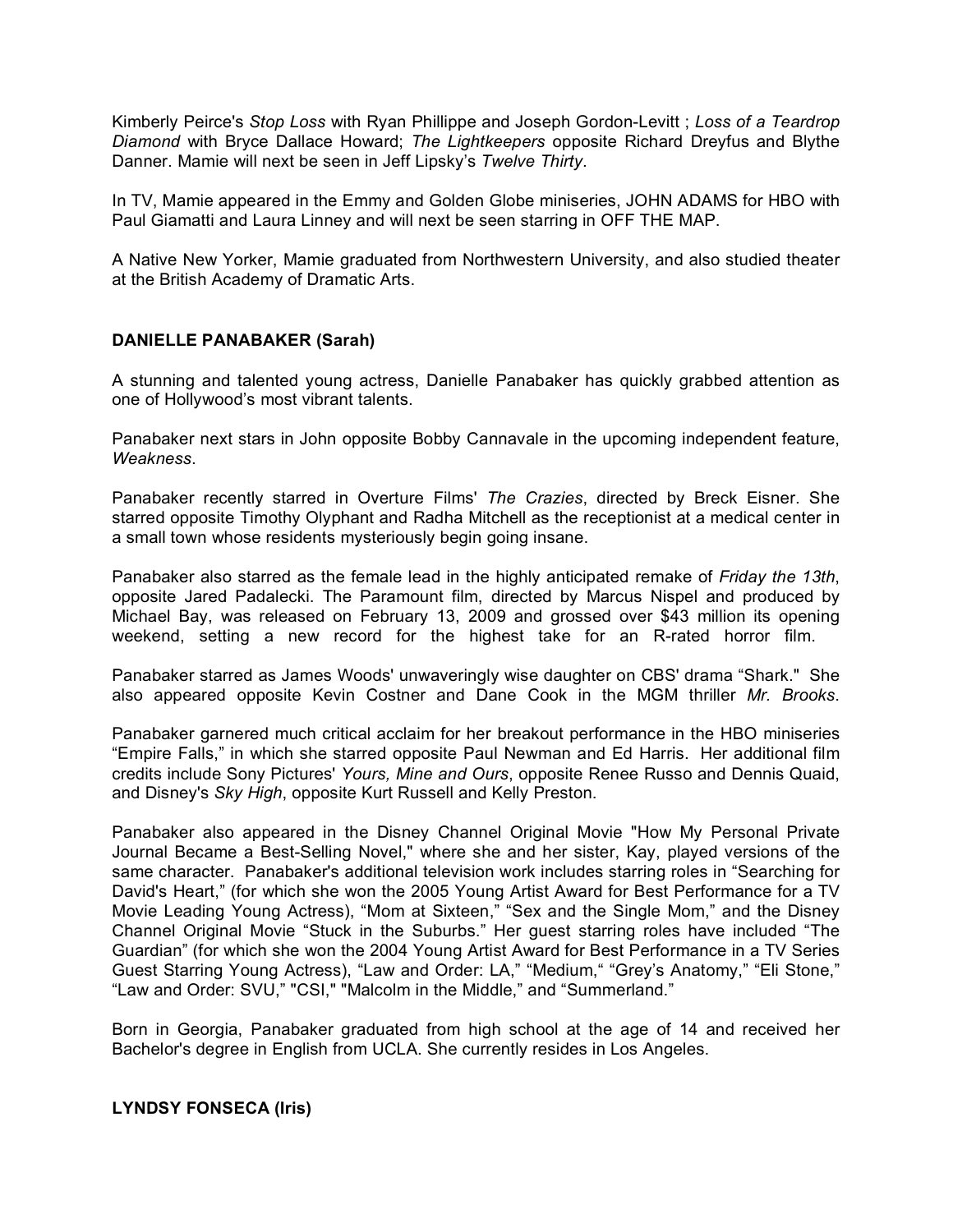Kimberly Peirce's *Stop Loss* with Ryan Phillippe and Joseph Gordon-Levitt ; *Loss of a Teardrop Diamond* with Bryce Dallace Howard; *The Lightkeepers* opposite Richard Dreyfus and Blythe Danner. Mamie will next be seen in Jeff Lipsky's *Twelve Thirty*.

In TV, Mamie appeared in the Emmy and Golden Globe miniseries, JOHN ADAMS for HBO with Paul Giamatti and Laura Linney and will next be seen starring in OFF THE MAP.

A Native New Yorker, Mamie graduated from Northwestern University, and also studied theater at the British Academy of Dramatic Arts.

**DANIELLE PANABAKER (Sarah)**

A stunning and talented young actress, Danielle Panabaker has quickly grabbed attention as one of Hollywood's most vibrant talents.

Panabaker next stars in John opposite Bobby Cannavale in the upcoming independent feature, *Weakness*.

Panabaker recently starred in Overture Films' *The Crazies*, directed by Breck Eisner. She starred opposite Timothy Olyphant and Radha Mitchell as the receptionist at a medical center in a small town whose residents mysteriously begin going insane.

Panabaker also starred as the female lead in the highly anticipated remake of *Friday the 13th*, opposite Jared Padalecki. The Paramount film, directed by Marcus Nispel and produced by Michael Bay, was released on February 13, 2009 and grossed over $43 million its opening weekend, setting a new record for the highest take for an R-rated horror film.

Panabaker starred as James Woods' unwaveringly wise daughter on CBS' drama "Shark." She also appeared opposite Kevin Costner and Dane Cook in the MGM thriller *Mr. Brooks*.

Panabaker garnered much critical acclaim for her breakout performance in the HBO miniseries "Empire Falls," in which she starred opposite Paul Newman and Ed Harris. Her additional film credits include Sony Pictures' *Yours, Mine and Ours*, opposite Renee Russo and Dennis Quaid, and Disney's *Sky High*, opposite Kurt Russell and Kelly Preston.

Panabaker also appeared in the Disney Channel Original Movie "How My Personal Private Journal Became a Best-Selling Novel," where she and her sister, Kay, played versions of the same character. Panabaker's additional television work includes starring roles in "Searching for David's Heart," (for which she won the 2005 Young Artist Award for Best Performance for a TV Movie Leading Young Actress), "Mom at Sixteen," "Sex and the Single Mom," and the Disney Channel Original Movie "Stuck in the Suburbs." Her guest starring roles have included "The Guardian" (for which she won the 2004 Young Artist Award for Best Performance in a TV Series Guest Starring Young Actress), "Law and Order: LA," "Medium," "Grey's Anatomy," "Eli Stone," "Law and Order: SVU," "CSI," "Malcolm in the Middle," and "Summerland."

Born in Georgia, Panabaker graduated from high school at the age of 14 and received her Bachelor's degree in English from UCLA. She currently resides in Los Angeles.

**LYNDSY FONSECA (Iris)**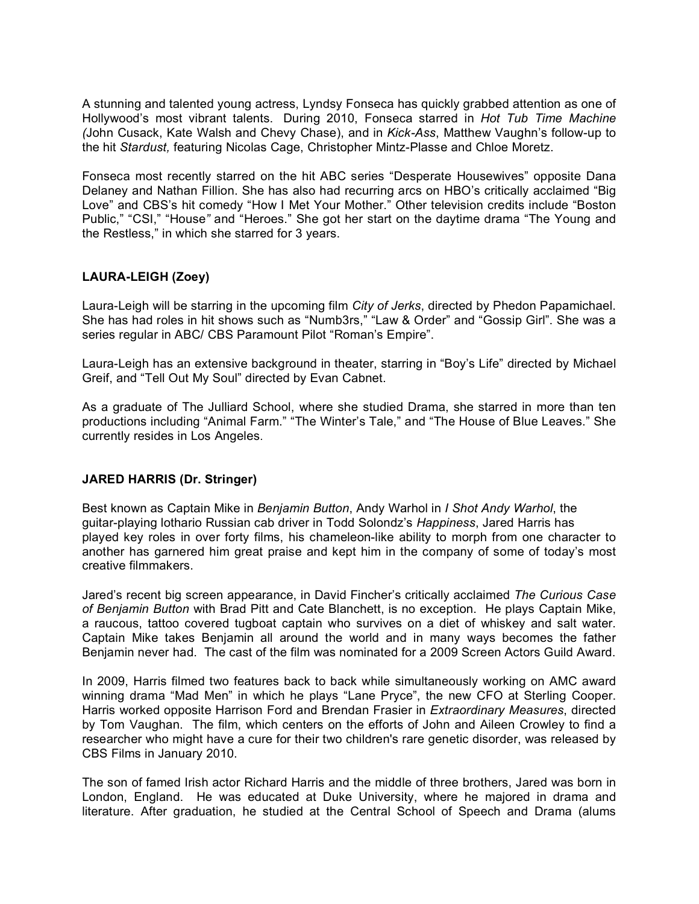A stunning and talented young actress, Lyndsy Fonseca has quickly grabbed attention as one of Hollywood's most vibrant talents. During 2010, Fonseca starred in *Hot Tub Time Machine (*John Cusack, Kate Walsh and Chevy Chase), and in *Kick-Ass*, Matthew Vaughn's follow-up to the hit *Stardust,* featuring Nicolas Cage, Christopher Mintz-Plasse and Chloe Moretz.

Fonseca most recently starred on the hit ABC series "Desperate Housewives" opposite Dana Delaney and Nathan Fillion. She has also had recurring arcs on HBO's critically acclaimed "Big Love" and CBS's hit comedy "How I Met Your Mother." Other television credits include "Boston Public," "CSI," "House*"* and "Heroes." She got her start on the daytime drama "The Young and the Restless," in which she starred for 3 years.

**LAURA-LEIGH (Zoey)**

Laura-Leigh will be starring in the upcoming film *City of Jerks*, directed by Phedon Papamichael. She has had roles in hit shows such as "Numb3rs," "Law & Order" and "Gossip Girl". She was a series regular in ABC/ CBS Paramount Pilot "Roman's Empire".

Laura-Leigh has an extensive background in theater, starring in "Boy's Life" directed by Michael Greif, and "Tell Out My Soul" directed by Evan Cabnet.

As a graduate of The Julliard School, where she studied Drama, she starred in more than ten productions including "Animal Farm." "The Winter's Tale," and "The House of Blue Leaves." She currently resides in Los Angeles.

**JARED HARRIS (Dr. Stringer)**

Best known as Captain Mike in *Benjamin Button*, Andy Warhol in *I Shot Andy Warhol*, the guitar-playing lothario Russian cab driver in Todd Solondz's *Happiness*, Jared Harris has played key roles in over forty films, his chameleon-like ability to morph from one character to another has garnered him great praise and kept him in the company of some of today's most creative filmmakers.

Jared's recent big screen appearance, in David Fincher's critically acclaimed *The Curious Case of Benjamin Button* with Brad Pitt and Cate Blanchett, is no exception. He plays Captain Mike, a raucous, tattoo covered tugboat captain who survives on a diet of whiskey and salt water. Captain Mike takes Benjamin all around the world and in many ways becomes the father Benjamin never had. The cast of the film was nominated for a 2009 Screen Actors Guild Award.

In 2009, Harris filmed two features back to back while simultaneously working on AMC award winning drama "Mad Men" in which he plays "Lane Pryce", the new CFO at Sterling Cooper. Harris worked opposite Harrison Ford and Brendan Frasier in *Extraordinary Measures*, directed by Tom Vaughan. The film, which centers on the efforts of John and Aileen Crowley to find a researcher who might have a cure for their two children's rare genetic disorder, was released by CBS Films in January 2010.

The son of famed Irish actor Richard Harris and the middle of three brothers, Jared was born in London, England. He was educated at Duke University, where he majored in drama and literature. After graduation, he studied at the Central School of Speech and Drama (alums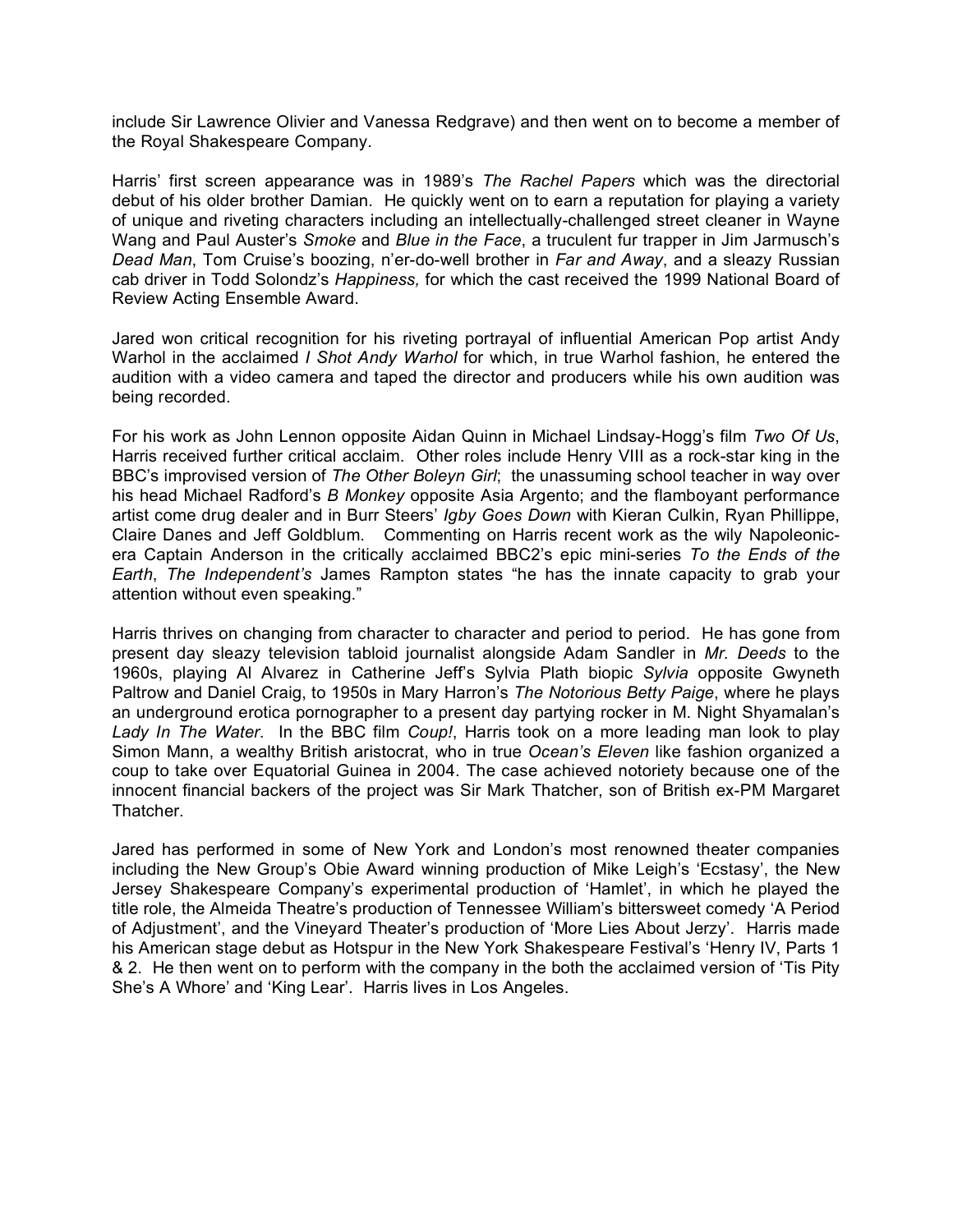include Sir Lawrence Olivier and Vanessa Redgrave) and then went on to become a member of the Royal Shakespeare Company.

Harris' first screen appearance was in 1989's *The Rachel Papers* which was the directorial debut of his older brother Damian. He quickly went on to earn a reputation for playing a variety of unique and riveting characters including an intellectually-challenged street cleaner in Wayne Wang and Paul Auster's *Smoke* and *Blue in the Face*, a truculent fur trapper in Jim Jarmusch's *Dead Man*, Tom Cruise's boozing, n'er-do-well brother in *Far and Away*, and a sleazy Russian cab driver in Todd Solondz's *Happiness,* for which the cast received the 1999 National Board of Review Acting Ensemble Award.

Jared won critical recognition for his riveting portrayal of influential American Pop artist Andy Warhol in the acclaimed *I Shot Andy Warhol* for which, in true Warhol fashion, he entered the audition with a video camera and taped the director and producers while his own audition was being recorded.

For his work as John Lennon opposite Aidan Quinn in Michael Lindsay-Hogg's film *Two Of Us*, Harris received further critical acclaim. Other roles include Henry VIII as a rock-star king in the BBC's improvised version of *The Other Boleyn Girl*; the unassuming school teacher in way over his head Michael Radford's *B Monkey* opposite Asia Argento; and the flamboyant performance artist come drug dealer and in Burr Steers' *Igby Goes Down* with Kieran Culkin, Ryan Phillippe, Claire Danes and Jeff Goldblum. Commenting on Harris recent work as the wily Napoleonic-era Captain Anderson in the critically acclaimed BBC2's epic mini-series *To the Ends of the Earth*, *The Independent's* James Rampton states "he has the innate capacity to grab your attention without even speaking."

Harris thrives on changing from character to character and period to period. He has gone from present day sleazy television tabloid journalist alongside Adam Sandler in *Mr. Deeds* to the 1960s, playing Al Alvarez in Catherine Jeff's Sylvia Plath biopic *Sylvia* opposite Gwyneth Paltrow and Daniel Craig, to 1950s in Mary Harron's *The Notorious Betty Paige*, where he plays an underground erotica pornographer to a present day partying rocker in M. Night Shyamalan's *Lady In The Water*. In the BBC film *Coup!*, Harris took on a more leading man look to play Simon Mann, a wealthy British aristocrat, who in true *Ocean's Eleven* like fashion organized a coup to take over Equatorial Guinea in 2004. The case achieved notoriety because one of the innocent financial backers of the project was Sir Mark Thatcher, son of British ex-PM Margaret Thatcher.

Jared has performed in some of New York and London's most renowned theater companies including the New Group's Obie Award winning production of Mike Leigh's 'Ecstasy', the New Jersey Shakespeare Company's experimental production of 'Hamlet', in which he played the title role, the Almeida Theatre's production of Tennessee William's bittersweet comedy 'A Period of Adjustment', and the Vineyard Theater's production of 'More Lies About Jerzy'. Harris made his American stage debut as Hotspur in the New York Shakespeare Festival's 'Henry IV, Parts 1 & 2. He then went on to perform with the company in the both the acclaimed version of 'Tis Pity She's A Whore' and 'King Lear'. Harris lives in Los Angeles.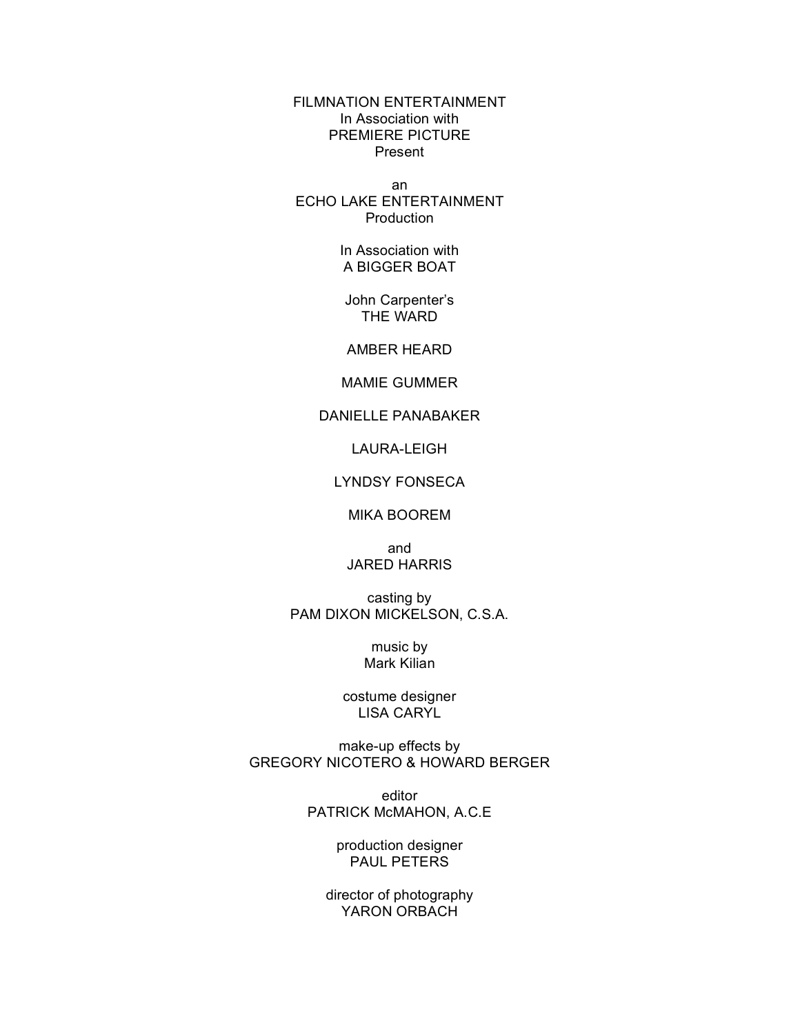FILMNATION ENTERTAINMENT
In Association with
PREMIERE PICTURE
Present

an
ECHO LAKE ENTERTAINMENT
Production

In Association with
A BIGGER BOAT

John Carpenter's
THE WARD

AMBER HEARD

MAMIE GUMMER

DANIELLE PANABAKER

LAURA-LEIGH

LYNDSY FONSECA

MIKA BOOREM

and
JARED HARRIS

casting by
PAM DIXON MICKELSON, C.S.A.

music by
Mark Kilian

costume designer
LISA CARYL

make-up effects by
GREGORY NICOTERO & HOWARD BERGER

editor
PATRICK McMAHON, A.C.E

production designer
PAUL PETERS

director of photography
YARON ORBACH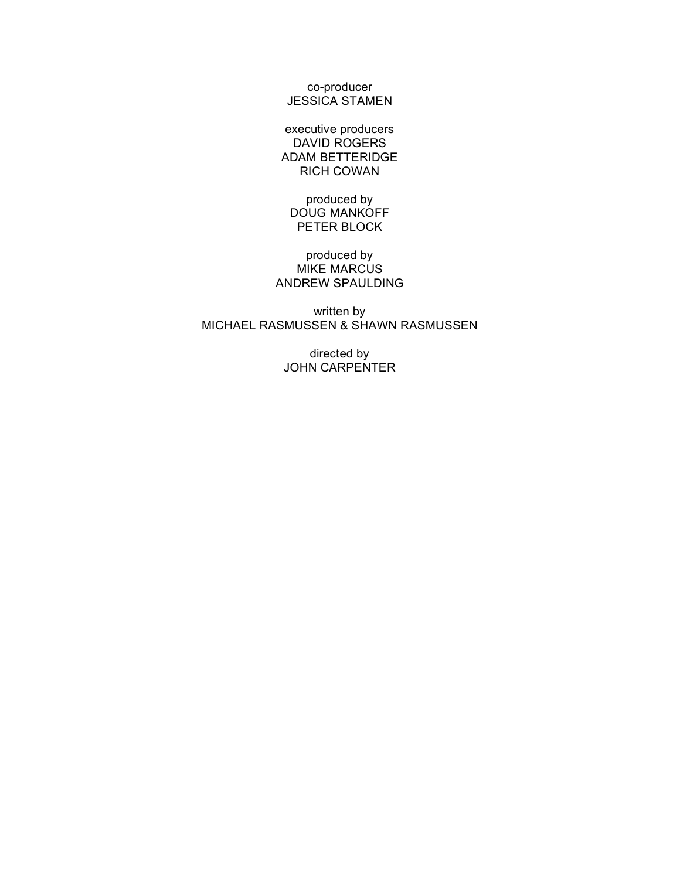co-producer
JESSICA STAMEN

executive producers
DAVID ROGERS
ADAM BETTERIDGE
RICH COWAN

produced by
DOUG MANKOFF
PETER BLOCK

produced by
MIKE MARCUS
ANDREW SPAULDING

written by
MICHAEL RASMUSSEN & SHAWN RASMUSSEN

directed by
JOHN CARPENTER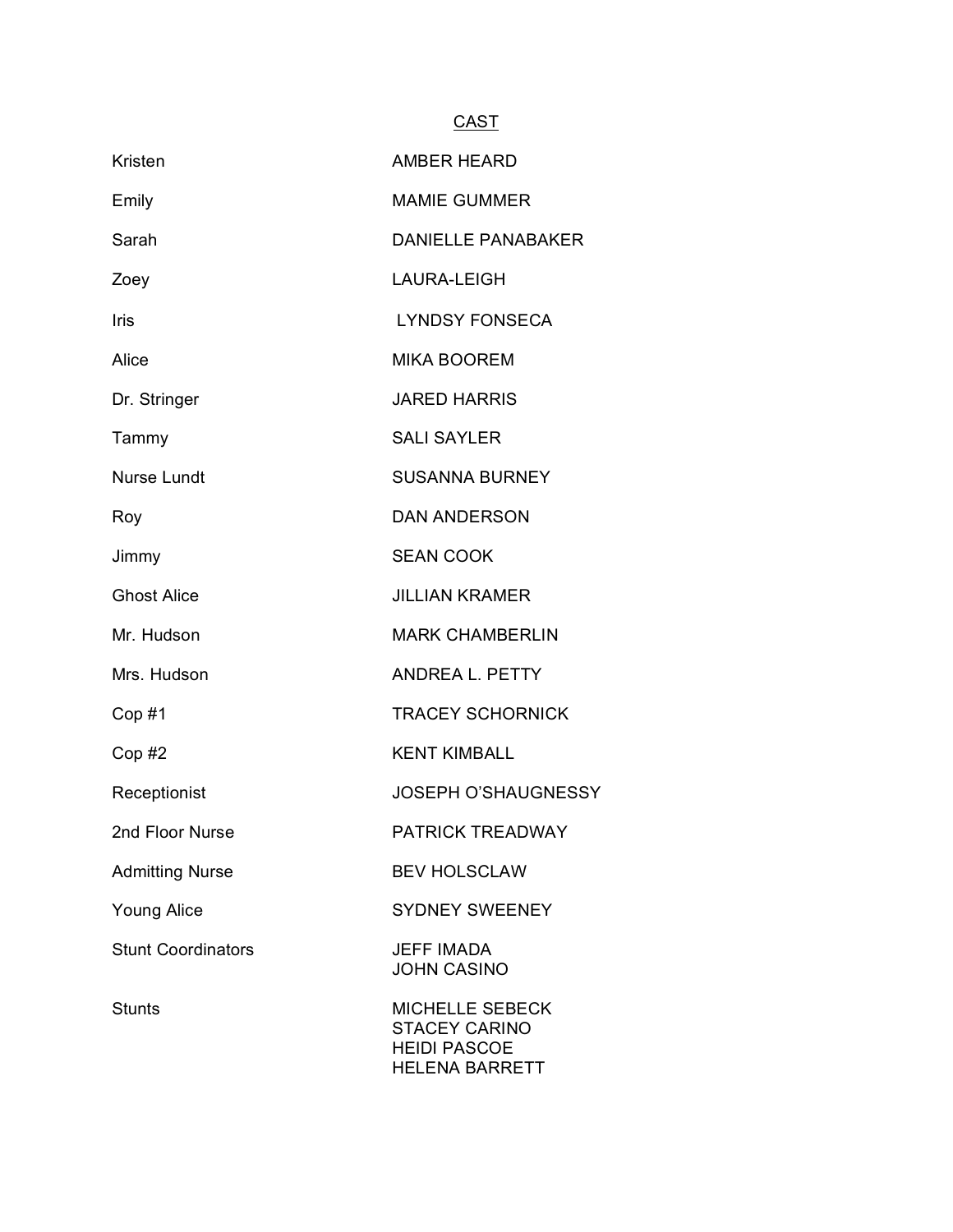## CAST

| | |
|---|---|
| Kristen | AMBER HEARD |
| Emily | MAMIE GUMMER |
| Sarah | DANIELLE PANABAKER |
| Zoey | LAURA-LEIGH |
| Iris | LYNDSY FONSECA |
| Alice | MIKA BOOREM |
| Dr. Stringer | JARED HARRIS |
| Tammy | SALI SAYLER |
| Nurse Lundt | SUSANNA BURNEY |
| Roy | DAN ANDERSON |
| Jimmy | SEAN COOK |
| Ghost Alice | JILLIAN KRAMER |
| Mr. Hudson | MARK CHAMBERLIN |
| Mrs. Hudson | ANDREA L. PETTY |
| Cop #1 | TRACEY SCHORNICK |
| Cop #2 | KENT KIMBALL |
| Receptionist | JOSEPH O'SHAUGNESSY |
| 2nd Floor Nurse | PATRICK TREADWAY |
| Admitting Nurse | BEV HOLSCLAW |
| Young Alice | SYDNEY SWEENEY |
| Stunt Coordinators | JEFF IMADA<br>JOHN CASINO |
| Stunts | MICHELLE SEBECK<br>STACEY CARINO<br>HEIDI PASCOE<br>HELENA BARRETT |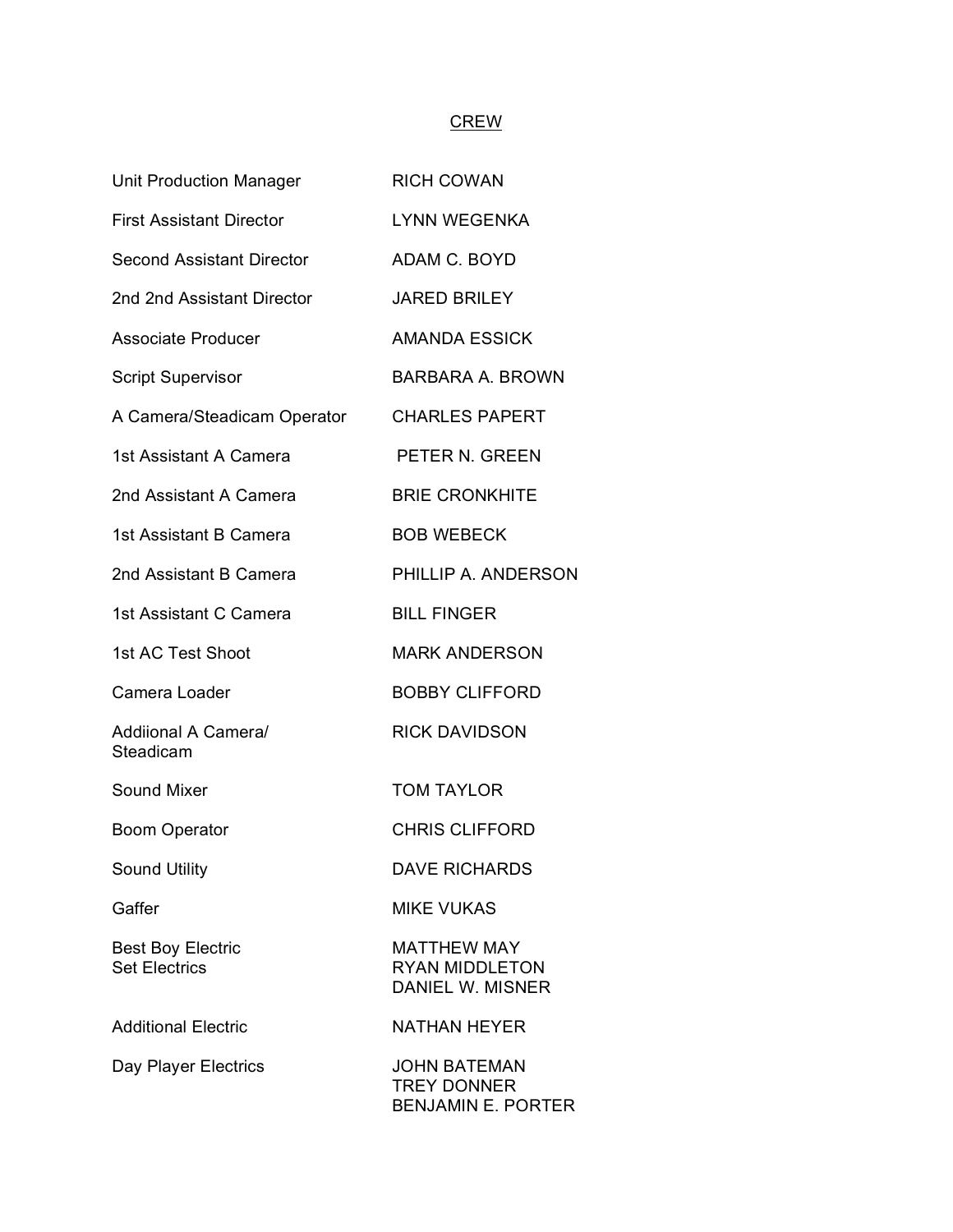# CREW

| | |
|---|---|
| Unit Production Manager | RICH COWAN |
| First Assistant Director | LYNN WEGENKA |
| Second Assistant Director | ADAM C. BOYD |
| 2nd 2nd Assistant Director | JARED BRILEY |
| Associate Producer | AMANDA ESSICK |
| Script Supervisor | BARBARA A. BROWN |
| A Camera/Steadicam Operator | CHARLES PAPERT |
| 1st Assistant A Camera | PETER N. GREEN |
| 2nd Assistant A Camera | BRIE CRONKHITE |
| 1st Assistant B Camera | BOB WEBECK |
| 2nd Assistant B Camera | PHILLIP A. ANDERSON |
| 1st Assistant C Camera | BILL FINGER |
| 1st AC Test Shoot | MARK ANDERSON |
| Camera Loader | BOBBY CLIFFORD |
| Addiional A Camera/ Steadicam | RICK DAVIDSON |
| Sound Mixer | TOM TAYLOR |
| Boom Operator | CHRIS CLIFFORD |
| Sound Utility | DAVE RICHARDS |
| Gaffer | MIKE VUKAS |
| Best Boy Electric | MATTHEW MAY |
| Set Electrics | RYAN MIDDLETON |
| | DANIEL W. MISNER |
| Additional Electric | NATHAN HEYER |
| Day Player Electrics | JOHN BATEMAN |
| | TREY DONNER |
| | BENJAMIN E. PORTER |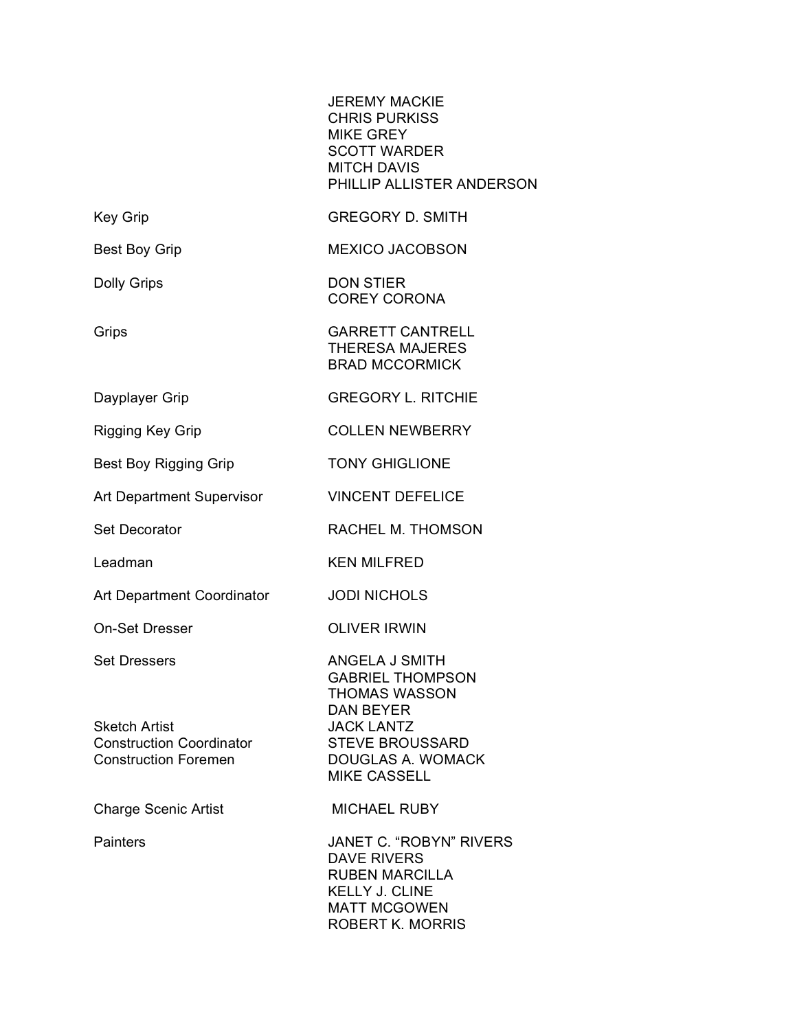| | |
|---|---|
| | JEREMY MACKIE |
| | CHRIS PURKISS |
| | MIKE GREY |
| | SCOTT WARDER |
| | MITCH DAVIS |
| | PHILLIP ALLISTER ANDERSON |
| Key Grip | GREGORY D. SMITH |
| Best Boy Grip | MEXICO JACOBSON |
| Dolly Grips | DON STIER |
| | COREY CORONA |
| Grips | GARRETT CANTRELL |
| | THERESA MAJERES |
| | BRAD MCCORMICK |
| Dayplayer Grip | GREGORY L. RITCHIE |
| Rigging Key Grip | COLLEN NEWBERRY |
| Best Boy Rigging Grip | TONY GHIGLIONE |
| Art Department Supervisor | VINCENT DEFELICE |
| Set Decorator | RACHEL M. THOMSON |
| Leadman | KEN MILFRED |
| Art Department Coordinator | JODI NICHOLS |
| On-Set Dresser | OLIVER IRWIN |
| Set Dressers | ANGELA J SMITH |
| | GABRIEL THOMPSON |
| | THOMAS WASSON |
| | DAN BEYER |
| Sketch Artist | JACK LANTZ |
| Construction Coordinator | STEVE BROUSSARD |
| Construction Foremen | DOUGLAS A. WOMACK |
| | MIKE CASSELL |
| Charge Scenic Artist | MICHAEL RUBY |
| Painters | JANET C. "ROBYN" RIVERS |
| | DAVE RIVERS |
| | RUBEN MARCILLA |
| | KELLY J. CLINE |
| | MATT MCGOWEN |
| | ROBERT K. MORRIS |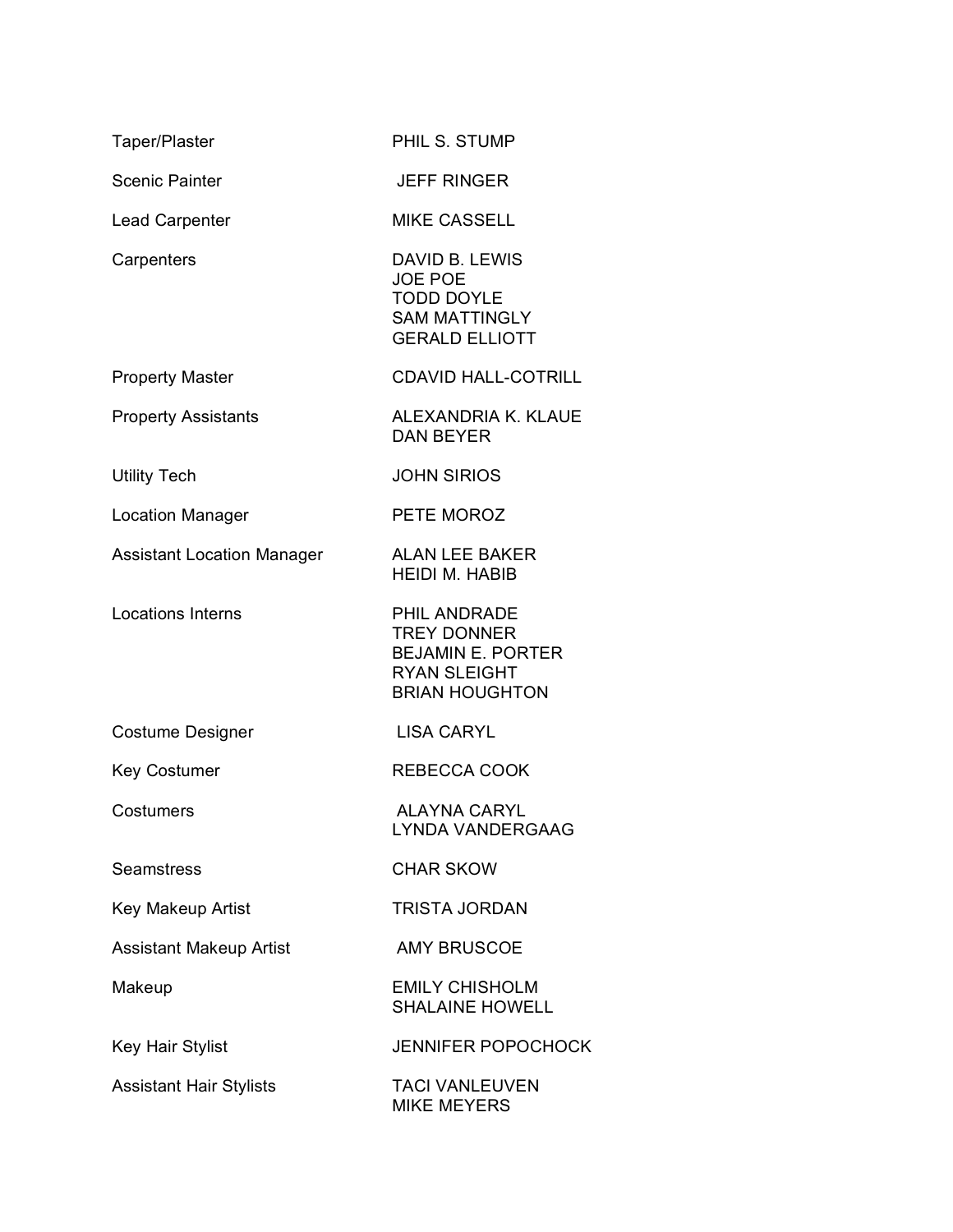| | |
|---|---|
| Taper/Plaster | PHIL S. STUMP |
| Scenic Painter | JEFF RINGER |
| Lead Carpenter | MIKE CASSELL |
| Carpenters | DAVID B. LEWIS<br>JOE POE<br>TODD DOYLE<br>SAM MATTINGLY<br>GERALD ELLIOTT |
| Property Master | CDAVID HALL-COTRILL |
| Property Assistants | ALEXANDRIA K. KLAUE<br>DAN BEYER |
| Utility Tech | JOHN SIRIOS |
| Location Manager | PETE MOROZ |
| Assistant Location Manager | ALAN LEE BAKER<br>HEIDI M. HABIB |
| Locations Interns | PHIL ANDRADE<br>TREY DONNER<br>BEJAMIN E. PORTER<br>RYAN SLEIGHT<br>BRIAN HOUGHTON |
| Costume Designer | LISA CARYL |
| Key Costumer | REBECCA COOK |
| Costumers | ALAYNA CARYL<br>LYNDA VANDERGAAG |
| Seamstress | CHAR SKOW |
| Key Makeup Artist | TRISTA JORDAN |
| Assistant Makeup Artist | AMY BRUSCOE |
| Makeup | EMILY CHISHOLM<br>SHALAINE HOWELL |
| Key Hair Stylist | JENNIFER POPOCHOCK |
| Assistant Hair Stylists | TACI VANLEUVEN<br>MIKE MEYERS |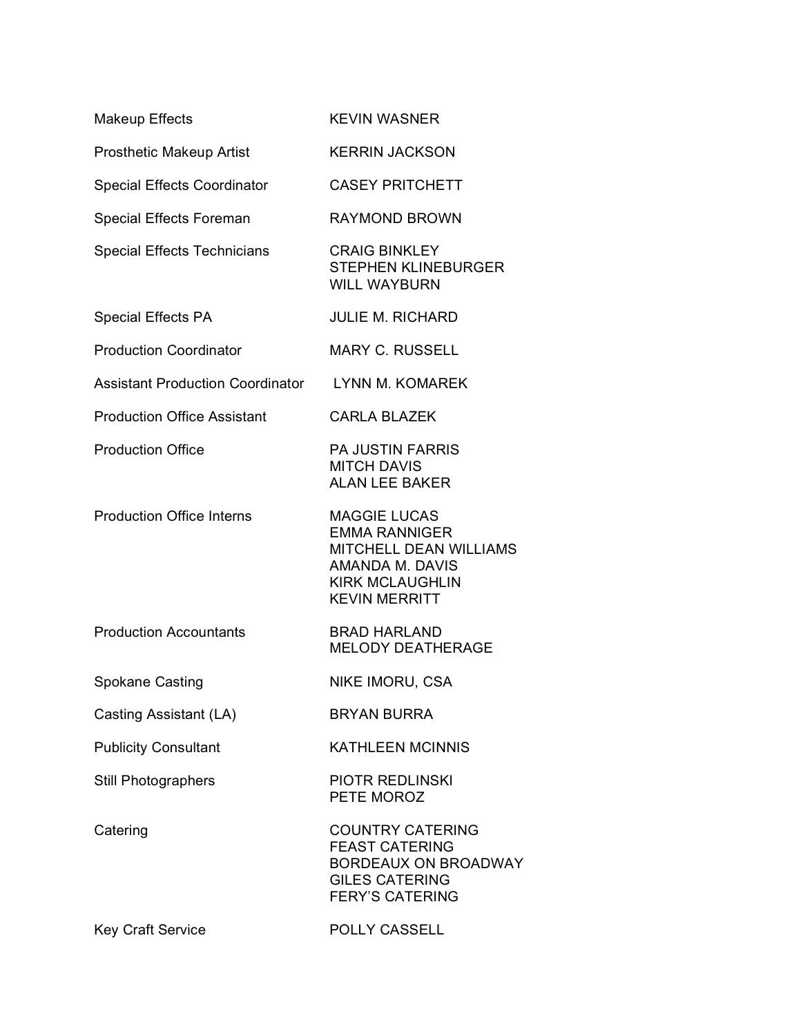| | |
|---|---|
| Makeup Effects | KEVIN WASNER |
| Prosthetic Makeup Artist | KERRIN JACKSON |
| Special Effects Coordinator | CASEY PRITCHETT |
| Special Effects Foreman | RAYMOND BROWN |
| Special Effects Technicians | CRAIG BINKLEY<br>STEPHEN KLINEBURGER<br>WILL WAYBURN |
| Special Effects PA | JULIE M. RICHARD |
| Production Coordinator | MARY C. RUSSELL |
| Assistant Production Coordinator | LYNN M. KOMAREK |
| Production Office Assistant | CARLA BLAZEK |
| Production Office | PA JUSTIN FARRIS<br>MITCH DAVIS<br>ALAN LEE BAKER |
| Production Office Interns | MAGGIE LUCAS<br>EMMA RANNIGER<br>MITCHELL DEAN WILLIAMS<br>AMANDA M. DAVIS<br>KIRK MCLAUGHLIN<br>KEVIN MERRITT |
| Production Accountants | BRAD HARLAND<br>MELODY DEATHERAGE |
| Spokane Casting | NIKE IMORU, CSA |
| Casting Assistant (LA) | BRYAN BURRA |
| Publicity Consultant | KATHLEEN MCINNIS |
| Still Photographers | PIOTR REDLINSKI<br>PETE MOROZ |
| Catering | COUNTRY CATERING<br>FEAST CATERING<br>BORDEAUX ON BROADWAY<br>GILES CATERING<br>FERY'S CATERING |
| Key Craft Service | POLLY CASSELL |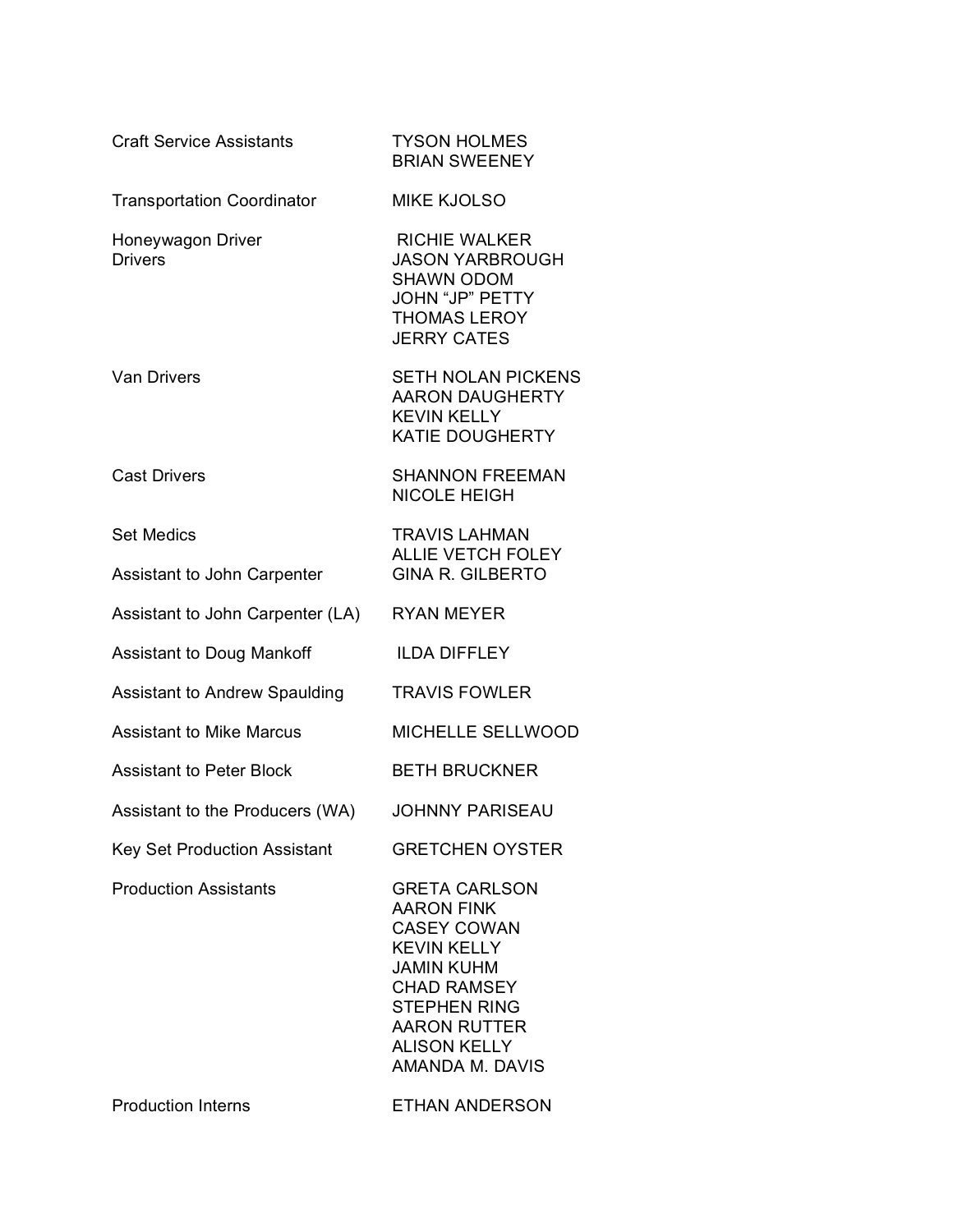| | |
|---|---|
| Craft Service Assistants | TYSON HOLMES<br>BRIAN SWEENEY |
| Transportation Coordinator | MIKE KJOLSO |
| Honeywagon Driver | RICHIE WALKER |
| Drivers | JASON YARBROUGH<br>SHAWN ODOM<br>JOHN “JP” PETTY<br>THOMAS LEROY<br>JERRY CATES |
| Van Drivers | SETH NOLAN PICKENS<br>AARON DAUGHERTY<br>KEVIN KELLY<br>KATIE DOUGHERTY |
| Cast Drivers | SHANNON FREEMAN<br>NICOLE HEIGH |
| Set Medics | TRAVIS LAHMAN<br>ALLIE VETCH FOLEY |
| Assistant to John Carpenter | GINA R. GILBERTO |
| Assistant to John Carpenter (LA) | RYAN MEYER |
| Assistant to Doug Mankoff | ILDA DIFFLEY |
| Assistant to Andrew Spaulding | TRAVIS FOWLER |
| Assistant to Mike Marcus | MICHELLE SELLWOOD |
| Assistant to Peter Block | BETH BRUCKNER |
| Assistant to the Producers (WA) | JOHNNY PARISEAU |
| Key Set Production Assistant | GRETCHEN OYSTER |
| Production Assistants | GRETA CARLSON<br>AARON FINK<br>CASEY COWAN<br>KEVIN KELLY<br>JAMIN KUHM<br>CHAD RAMSEY<br>STEPHEN RING<br>AARON RUTTER<br>ALISON KELLY<br>AMANDA M. DAVIS |
| Production Interns | ETHAN ANDERSON |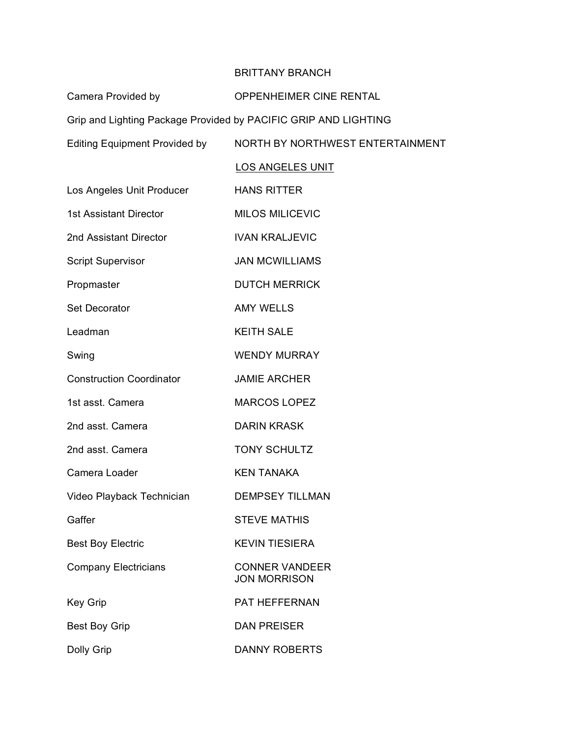BRITTANY BRANCH

| | |
|---|---|
| Camera Provided by | OPPENHEIMER CINE RENTAL |
| Grip and Lighting Package Provided by | PACIFIC GRIP AND LIGHTING |
| Editing Equipment Provided by | NORTH BY NORTHWEST ENTERTAINMENT |

LOS ANGELES UNIT

| | |
|---|---|
| Los Angeles Unit Producer | HANS RITTER |
| 1st Assistant Director | MILOS MILICEVIC |
| 2nd Assistant Director | IVAN KRALJEVIC |
| Script Supervisor | JAN MCWILLIAMS |
| Propmaster | DUTCH MERRICK |
| Set Decorator | AMY WELLS |
| Leadman | KEITH SALE |
| Swing | WENDY MURRAY |
| Construction Coordinator | JAMIE ARCHER |
| 1st asst. Camera | MARCOS LOPEZ |
| 2nd asst. Camera | DARIN KRASK |
| 2nd asst. Camera | TONY SCHULTZ |
| Camera Loader | KEN TANAKA |
| Video Playback Technician | DEMPSEY TILLMAN |
| Gaffer | STEVE MATHIS |
| Best Boy Electric | KEVIN TIESIERA |
| Company Electricians | CONNER VANDEER<br>JON MORRISON |
| Key Grip | PAT HEFFERNAN |
| Best Boy Grip | DAN PREISER |
| Dolly Grip | DANNY ROBERTS |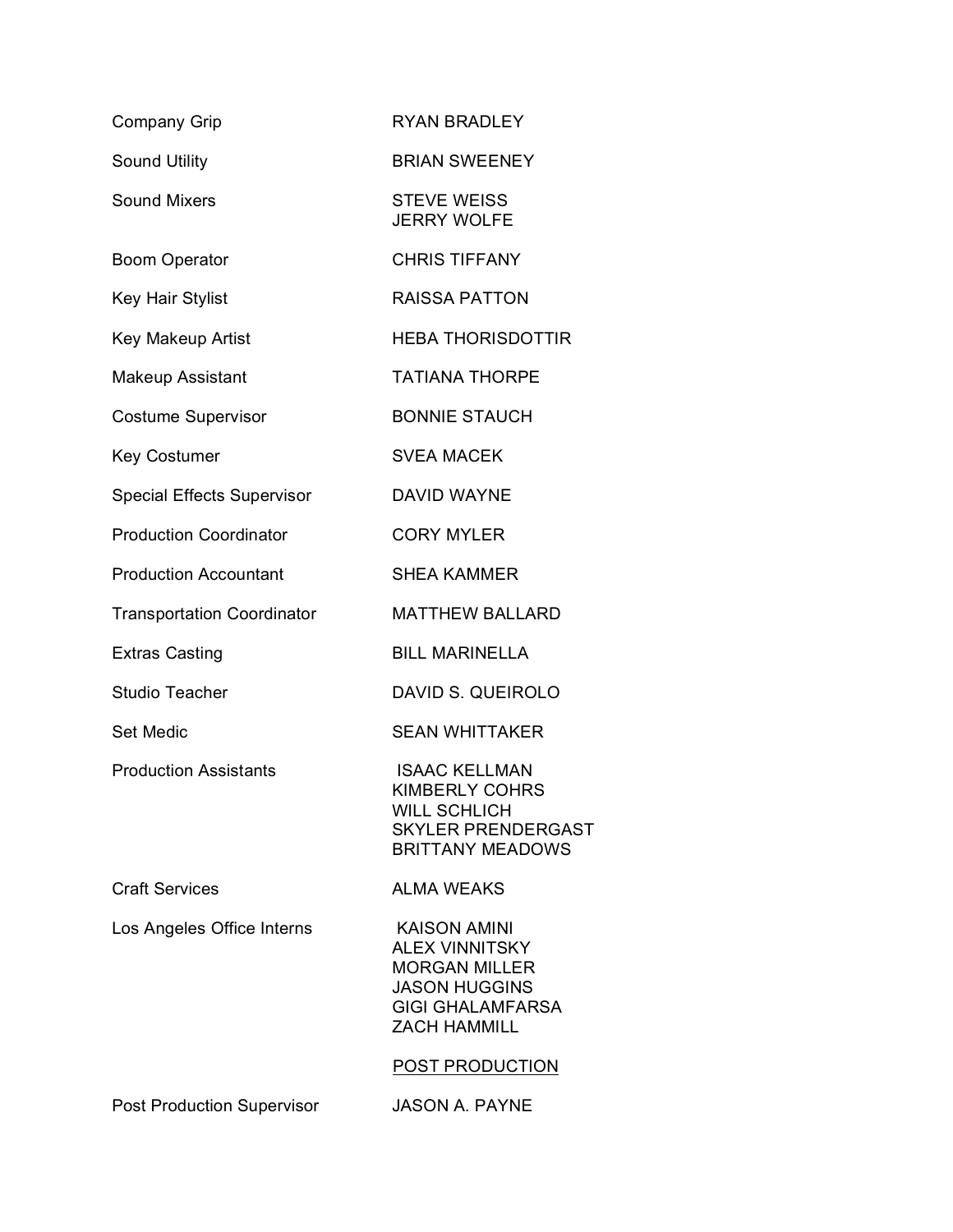| | |
|---|---|
| Company Grip | RYAN BRADLEY |
| Sound Utility | BRIAN SWEENEY |
| Sound Mixers | STEVE WEISS<br>JERRY WOLFE |
| Boom Operator | CHRIS TIFFANY |
| Key Hair Stylist | RAISSA PATTON |
| Key Makeup Artist | HEBA THORISDOTTIR |
| Makeup Assistant | TATIANA THORPE |
| Costume Supervisor | BONNIE STAUCH |
| Key Costumer | SVEA MACEK |
| Special Effects Supervisor | DAVID WAYNE |
| Production Coordinator | CORY MYLER |
| Production Accountant | SHEA KAMMER |
| Transportation Coordinator | MATTHEW BALLARD |
| Extras Casting | BILL MARINELLA |
| Studio Teacher | DAVID S. QUEIROLO |
| Set Medic | SEAN WHITTAKER |
| Production Assistants | ISAAC KELLMAN<br>KIMBERLY COHRS<br>WILL SCHLICH<br>SKYLER PRENDERGAST<br>BRITTANY MEADOWS |
| Craft Services | ALMA WEAKS |
| Los Angeles Office Interns | KAISON AMINI<br>ALEX VINNITSKY<br>MORGAN MILLER<br>JASON HUGGINS<br>GIGI GHALAMFARSA<br>ZACH HAMMILL |
| | <u>POST PRODUCTION</u> |
| Post Production Supervisor | JASON A. PAYNE |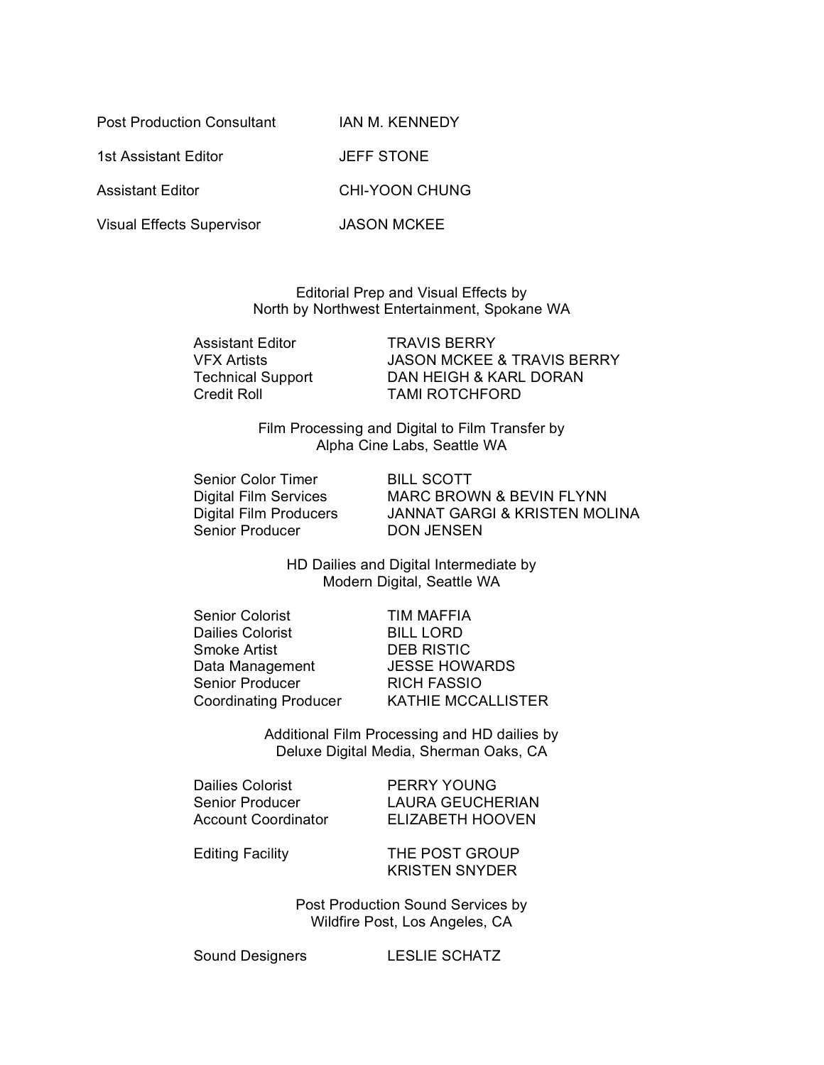Post Production Consultant IAN M. KENNEDY

1st Assistant Editor JEFF STONE

Assistant Editor CHI-YOON CHUNG

Visual Effects Supervisor JASON MCKEE

Editorial Prep and Visual Effects by
North by Northwest Entertainment, Spokane WA

Assistant Editor TRAVIS BERRY
VFX Artists JASON MCKEE & TRAVIS BERRY
Technical Support DAN HEIGH & KARL DORAN
Credit Roll TAMI ROTCHFORD

Film Processing and Digital to Film Transfer by
Alpha Cine Labs, Seattle WA

Senior Color Timer BILL SCOTT
Digital Film Services MARC BROWN & BEVIN FLYNN
Digital Film Producers JANNAT GARGI & KRISTEN MOLINA
Senior Producer DON JENSEN

HD Dailies and Digital Intermediate by
Modern Digital, Seattle WA

Senior Colorist TIM MAFFIA
Dailies Colorist BILL LORD
Smoke Artist DEB RISTIC
Data Management JESSE HOWARDS
Senior Producer RICH FASSIO
Coordinating Producer KATHIE MCCALLISTER

Additional Film Processing and HD dailies by
Deluxe Digital Media, Sherman Oaks, CA

Dailies Colorist PERRY YOUNG
Senior Producer LAURA GEUCHERIAN
Account Coordinator ELIZABETH HOOVEN

Editing Facility THE POST GROUP
KRISTEN SNYDER

Post Production Sound Services by
Wildfire Post, Los Angeles, CA

Sound Designers LESLIE SCHATZ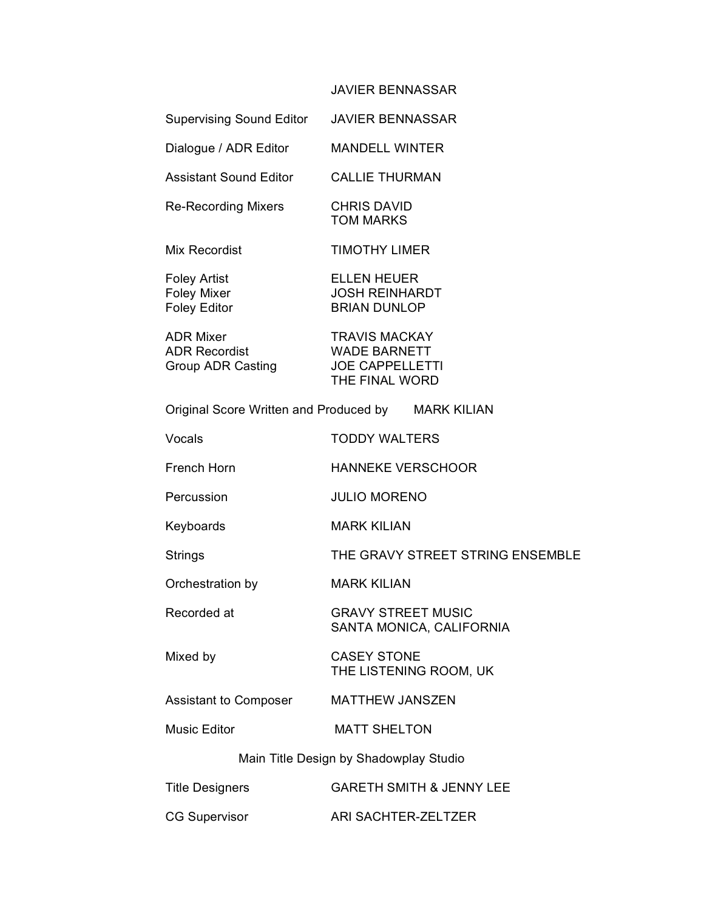JAVIER BENNASSAR

| | |
|---|---|
| Supervising Sound Editor | JAVIER BENNASSAR |
| Dialogue / ADR Editor | MANDELL WINTER |
| Assistant Sound Editor | CALLIE THURMAN |
| Re-Recording Mixers | CHRIS DAVID<br>TOM MARKS |
| Mix Recordist | TIMOTHY LIMER |
| Foley Artist | ELLEN HEUER |
| Foley Mixer | JOSH REINHARDT |
| Foley Editor | BRIAN DUNLOP |
| ADR Mixer | TRAVIS MACKAY |
| ADR Recordist | WADE BARNETT |
| Group ADR Casting | JOE CAPPELLETTI<br>THE FINAL WORD |

Original Score Written and Produced by MARK KILIAN

| | |
|---|---|
| Vocals | TODDY WALTERS |
| French Horn | HANNEKE VERSCHOOR |
| Percussion | JULIO MORENO |
| Keyboards | MARK KILIAN |
| Strings | THE GRAVY STREET STRING ENSEMBLE |
| Orchestration by | MARK KILIAN |
| Recorded at | GRAVY STREET MUSIC<br>SANTA MONICA, CALIFORNIA |
| Mixed by | CASEY STONE<br>THE LISTENING ROOM, UK |
| Assistant to Composer | MATTHEW JANSZEN |
| Music Editor | MATT SHELTON |

Main Title Design by Shadowplay Studio

| | |
|---|---|
| Title Designers | GARETH SMITH & JENNY LEE |
| CG Supervisor | ARI SACHTER-ZELTZER |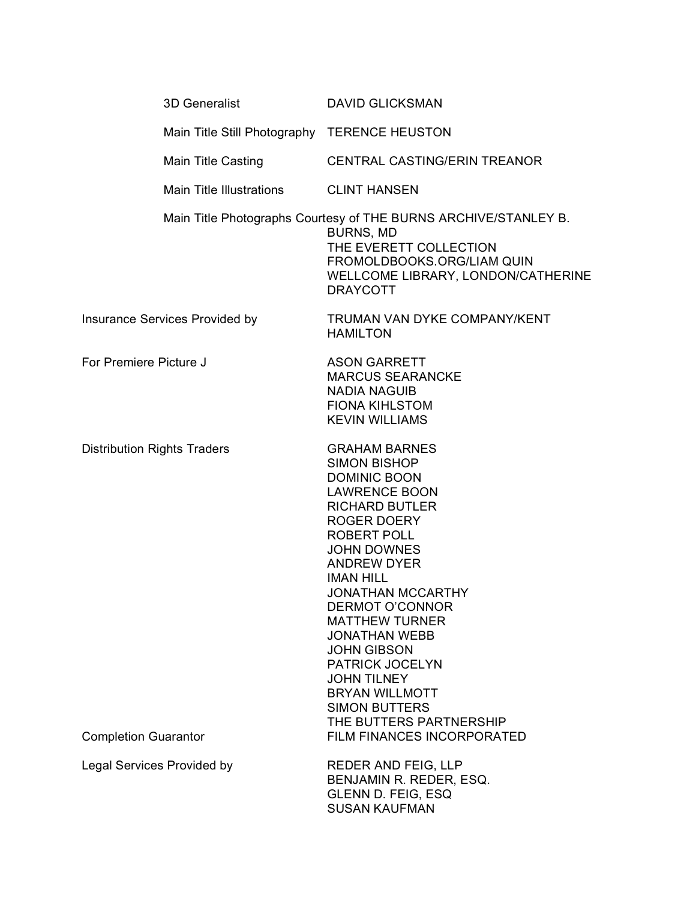| | |
|---|---|
| 3D Generalist | DAVID GLICKSMAN |
| Main Title Still Photography | TERENCE HEUSTON |
| Main Title Casting | CENTRAL CASTING/ERIN TREANOR |
| Main Title Illustrations | CLINT HANSEN |
| Main Title Photographs Courtesy of | THE BURNS ARCHIVE/STANLEY B. BURNS, MD<br>THE EVERETT COLLECTION<br>FROMOLDBOOKS.ORG/LIAM QUIN<br>WELLCOME LIBRARY, LONDON/CATHERINE DRAYCOTT |
| Insurance Services Provided by | TRUMAN VAN DYKE COMPANY/KENT HAMILTON |
| For Premiere Picture J | ASON GARRETT<br>MARCUS SEARANCKE<br>NADIA NAGUIB<br>FIONA KIHLSTOM<br>KEVIN WILLIAMS |
| Distribution Rights Traders | GRAHAM BARNES<br>SIMON BISHOP<br>DOMINIC BOON<br>LAWRENCE BOON<br>RICHARD BUTLER<br>ROGER DOERY<br>ROBERT POLL<br>JOHN DOWNES<br>ANDREW DYER<br>IMAN HILL<br>JONATHAN MCCARTHY<br>DERMOT O'CONNOR<br>MATTHEW TURNER<br>JONATHAN WEBB<br>JOHN GIBSON<br>PATRICK JOCELYN<br>JOHN TILNEY<br>BRYAN WILLMOTT<br>SIMON BUTTERS<br>THE BUTTERS PARTNERSHIP |
| Completion Guarantor | FILM FINANCES INCORPORATED |
| Legal Services Provided by | REDER AND FEIG, LLP<br>BENJAMIN R. REDER, ESQ.<br>GLENN D. FEIG, ESQ<br>SUSAN KAUFMAN |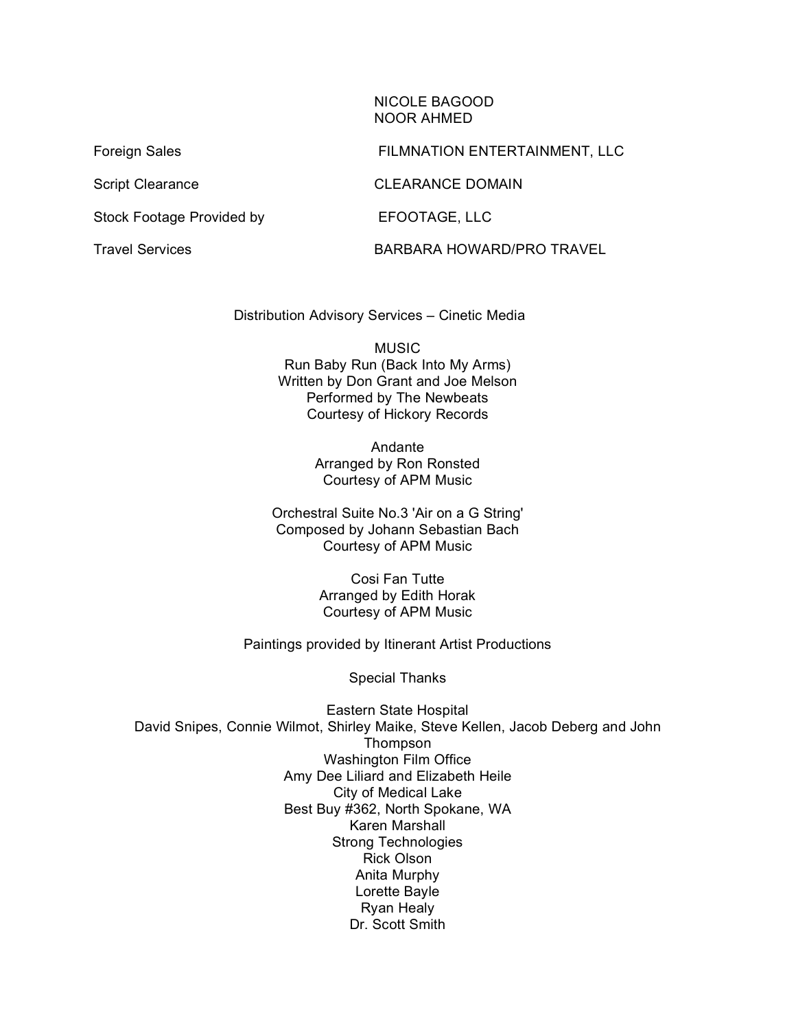NICOLE BAGOOD
NOOR AHMED

| | |
|---|---|
| Foreign Sales | FILMNATION ENTERTAINMENT, LLC |
| Script Clearance | CLEARANCE DOMAIN |
| Stock Footage Provided by | EFOOTAGE, LLC |
| Travel Services | BARBARA HOWARD/PRO TRAVEL |

Distribution Advisory Services – Cinetic Media

MUSIC

Run Baby Run (Back Into My Arms)
Written by Don Grant and Joe Melson
Performed by The Newbeats
Courtesy of Hickory Records

Andante
Arranged by Ron Ronsted
Courtesy of APM Music

Orchestral Suite No.3 'Air on a G String'
Composed by Johann Sebastian Bach
Courtesy of APM Music

Cosi Fan Tutte
Arranged by Edith Horak
Courtesy of APM Music

Paintings provided by Itinerant Artist Productions

Special Thanks

Eastern State Hospital
David Snipes, Connie Wilmot, Shirley Maike, Steve Kellen, Jacob Deberg and John Thompson
Washington Film Office
Amy Dee Liliard and Elizabeth Heile
City of Medical Lake
Best Buy #362, North Spokane, WA
Karen Marshall
Strong Technologies
Rick Olson
Anita Murphy
Lorette Bayle
Ryan Healy
Dr. Scott Smith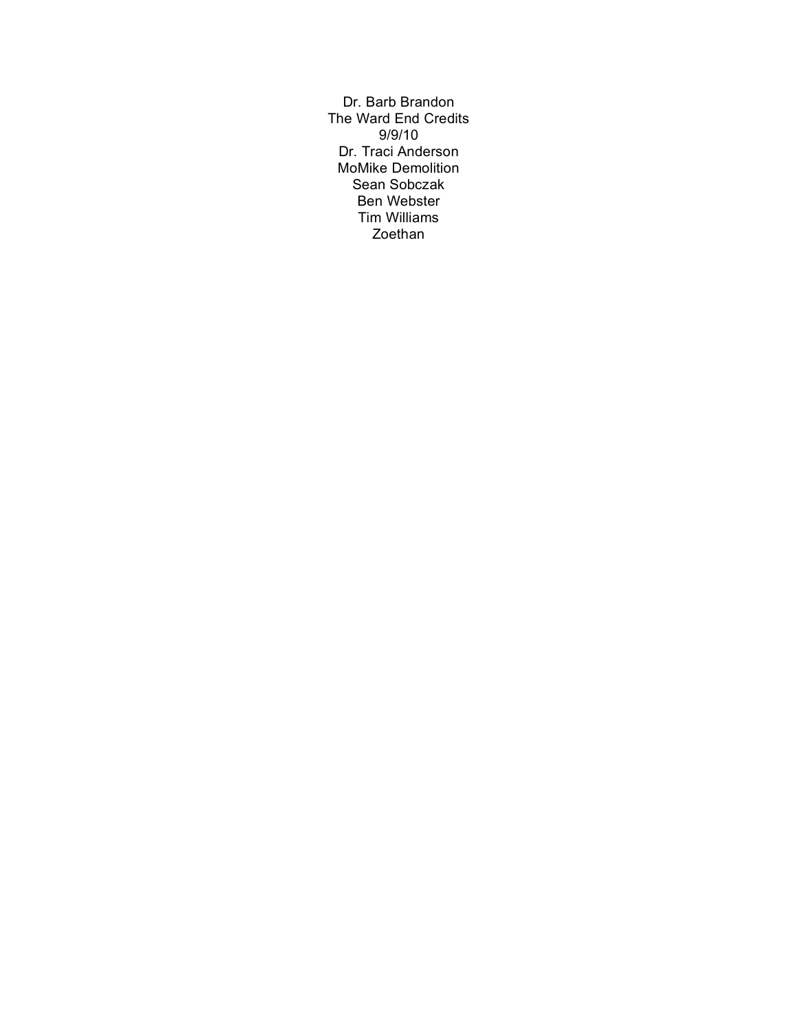Dr. Barb Brandon
The Ward End Credits
9/9/10
Dr. Traci Anderson
MoMike Demolition
Sean Sobczak
Ben Webster
Tim Williams
Zoethan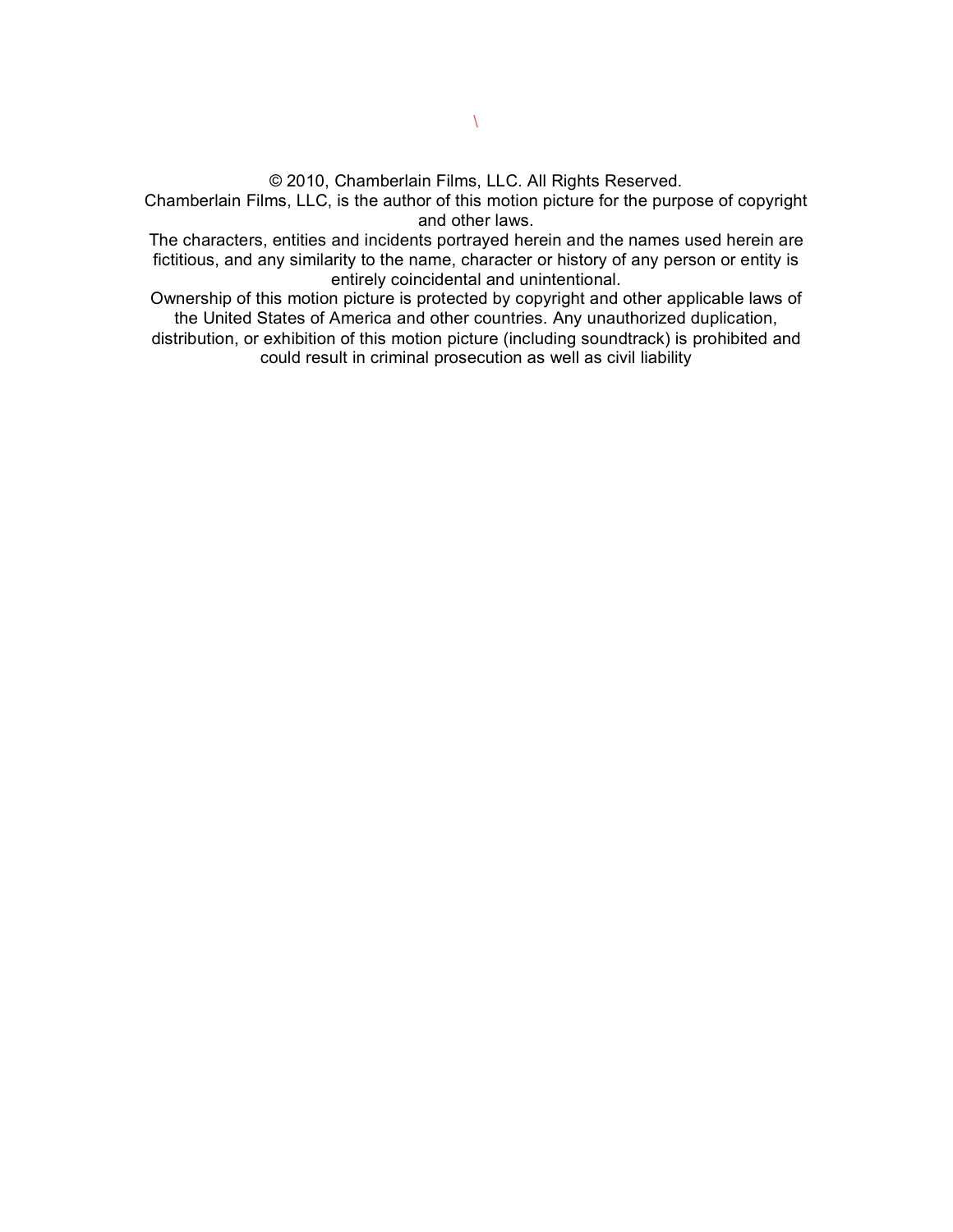\

© 2010, Chamberlain Films, LLC. All Rights Reserved.
Chamberlain Films, LLC, is the author of this motion picture for the purpose of copyright and other laws.
The characters, entities and incidents portrayed herein and the names used herein are fictitious, and any similarity to the name, character or history of any person or entity is entirely coincidental and unintentional.
Ownership of this motion picture is protected by copyright and other applicable laws of the United States of America and other countries. Any unauthorized duplication, distribution, or exhibition of this motion picture (including soundtrack) is prohibited and could result in criminal prosecution as well as civil liability